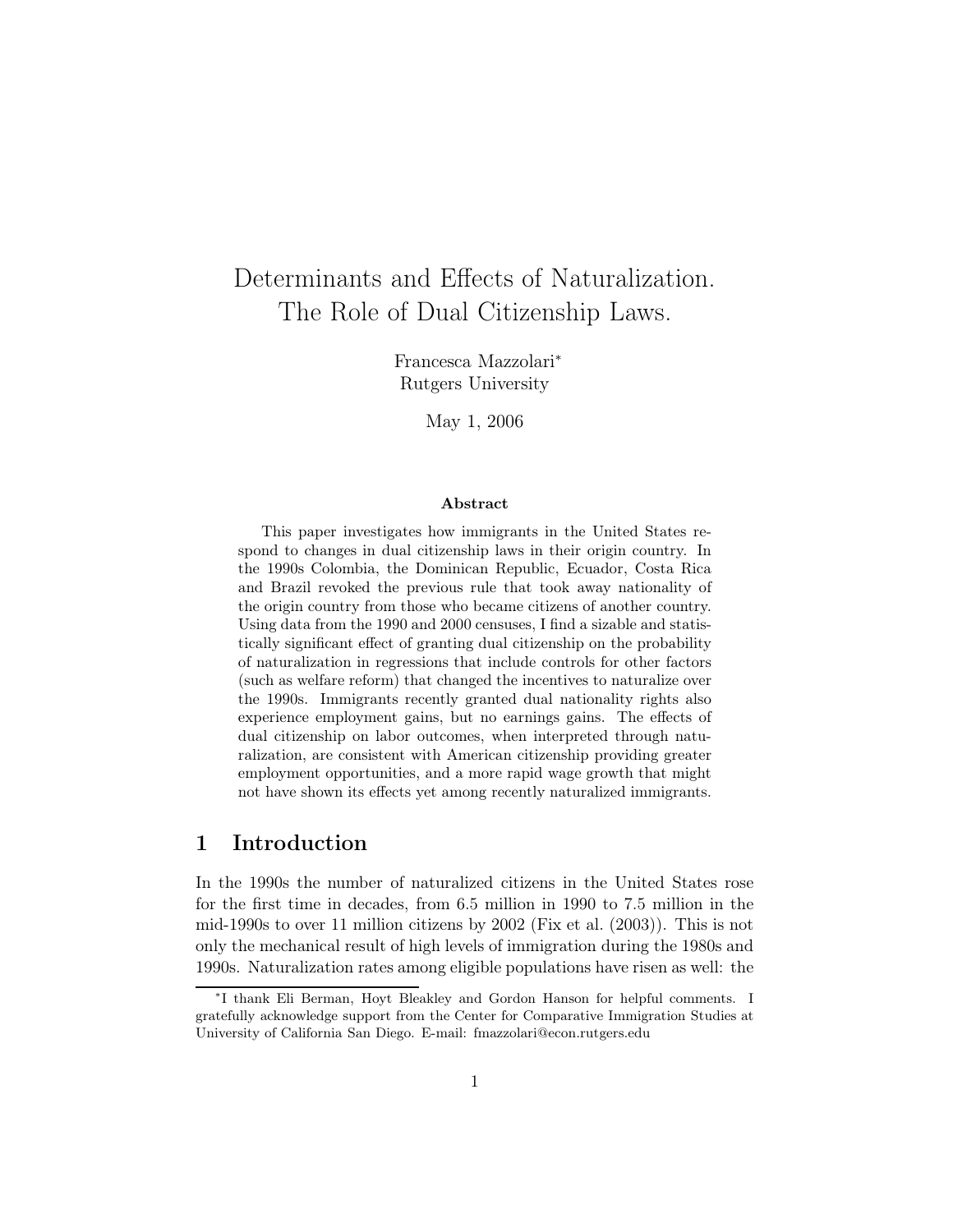# Determinants and Effects of Naturalization. The Role of Dual Citizenship Laws.

Francesca Mazzolari*
Rutgers University

May 1, 2006

### Abstract

This paper investigates how immigrants in the United States respond to changes in dual citizenship laws in their origin country. In the 1990s Colombia, the Dominican Republic, Ecuador, Costa Rica and Brazil revoked the previous rule that took away nationality of the origin country from those who became citizens of another country. Using data from the 1990 and 2000 censuses, I find a sizable and statistically significant effect of granting dual citizenship on the probability of naturalization in regressions that include controls for other factors (such as welfare reform) that changed the incentives to naturalize over the 1990s. Immigrants recently granted dual nationality rights also experience employment gains, but no earnings gains. The effects of dual citizenship on labor outcomes, when interpreted through naturalization, are consistent with American citizenship providing greater employment opportunities, and a more rapid wage growth that might not have shown its effects yet among recently naturalized immigrants.

## 1 Introduction

In the 1990s the number of naturalized citizens in the United States rose for the first time in decades, from 6.5 million in 1990 to 7.5 million in the mid-1990s to over 11 million citizens by 2002 (Fix et al. (2003)). This is not only the mechanical result of high levels of immigration during the 1980s and 1990s. Naturalization rates among eligible populations have risen as well: the

*I thank Eli Berman, Hoyt Bleakley and Gordon Hanson for helpful comments. I gratefully acknowledge support from the Center for Comparative Immigration Studies at University of California San Diego. E-mail: fmazzolari@econ.rutgers.edu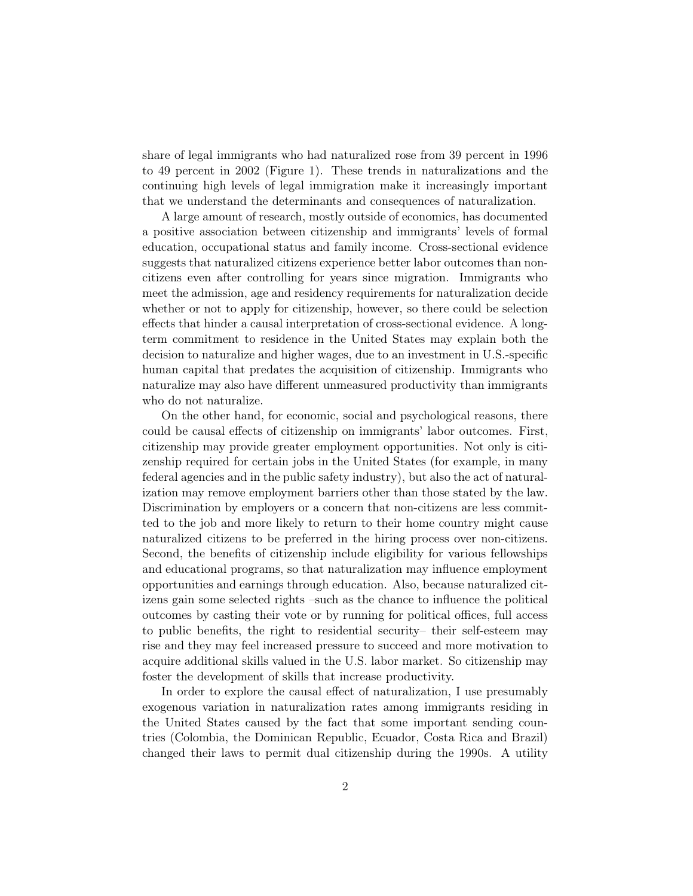share of legal immigrants who had naturalized rose from 39 percent in 1996 to 49 percent in 2002 (Figure 1). These trends in naturalizations and the continuing high levels of legal immigration make it increasingly important that we understand the determinants and consequences of naturalization.

A large amount of research, mostly outside of economics, has documented a positive association between citizenship and immigrants' levels of formal education, occupational status and family income. Cross-sectional evidence suggests that naturalized citizens experience better labor outcomes than non-citizens even after controlling for years since migration. Immigrants who meet the admission, age and residency requirements for naturalization decide whether or not to apply for citizenship, however, so there could be selection effects that hinder a causal interpretation of cross-sectional evidence. A long-term commitment to residence in the United States may explain both the decision to naturalize and higher wages, due to an investment in U.S.-specific human capital that predates the acquisition of citizenship. Immigrants who naturalize may also have different unmeasured productivity than immigrants who do not naturalize.

On the other hand, for economic, social and psychological reasons, there could be causal effects of citizenship on immigrants' labor outcomes. First, citizenship may provide greater employment opportunities. Not only is citizenship required for certain jobs in the United States (for example, in many federal agencies and in the public safety industry), but also the act of naturalization may remove employment barriers other than those stated by the law. Discrimination by employers or a concern that non-citizens are less committed to the job and more likely to return to their home country might cause naturalized citizens to be preferred in the hiring process over non-citizens. Second, the benefits of citizenship include eligibility for various fellowships and educational programs, so that naturalization may influence employment opportunities and earnings through education. Also, because naturalized citizens gain some selected rights –such as the chance to influence the political outcomes by casting their vote or by running for political offices, full access to public benefits, the right to residential security– their self-esteem may rise and they may feel increased pressure to succeed and more motivation to acquire additional skills valued in the U.S. labor market. So citizenship may foster the development of skills that increase productivity.

In order to explore the causal effect of naturalization, I use presumably exogenous variation in naturalization rates among immigrants residing in the United States caused by the fact that some important sending countries (Colombia, the Dominican Republic, Ecuador, Costa Rica and Brazil) changed their laws to permit dual citizenship during the 1990s. A utility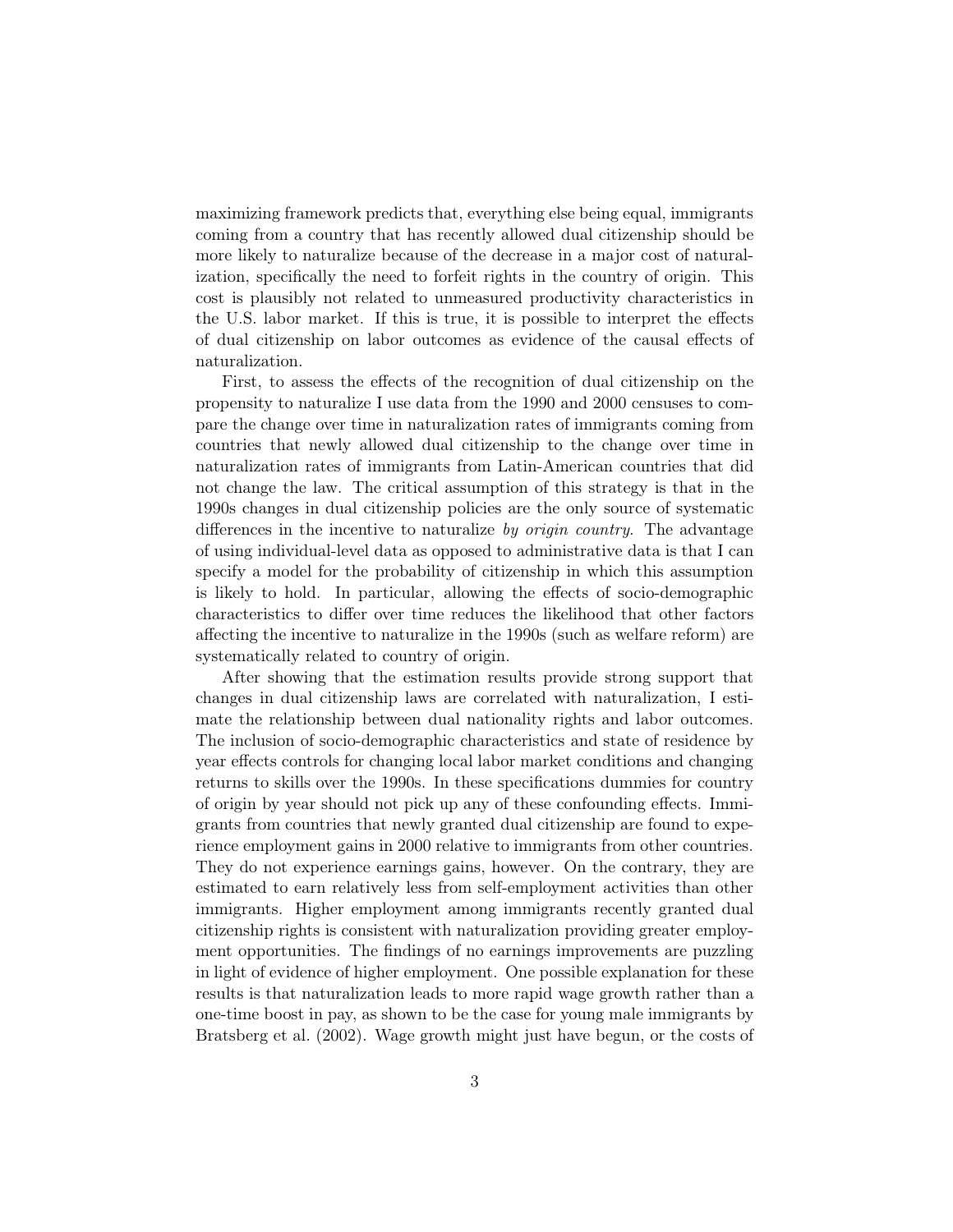maximizing framework predicts that, everything else being equal, immigrants coming from a country that has recently allowed dual citizenship should be more likely to naturalize because of the decrease in a major cost of naturalization, specifically the need to forfeit rights in the country of origin. This cost is plausibly not related to unmeasured productivity characteristics in the U.S. labor market. If this is true, it is possible to interpret the effects of dual citizenship on labor outcomes as evidence of the causal effects of naturalization.

First, to assess the effects of the recognition of dual citizenship on the propensity to naturalize I use data from the 1990 and 2000 censuses to compare the change over time in naturalization rates of immigrants coming from countries that newly allowed dual citizenship to the change over time in naturalization rates of immigrants from Latin-American countries that did not change the law. The critical assumption of this strategy is that in the 1990s changes in dual citizenship policies are the only source of systematic differences in the incentive to naturalize *by origin country*. The advantage of using individual-level data as opposed to administrative data is that I can specify a model for the probability of citizenship in which this assumption is likely to hold. In particular, allowing the effects of socio-demographic characteristics to differ over time reduces the likelihood that other factors affecting the incentive to naturalize in the 1990s (such as welfare reform) are systematically related to country of origin.

After showing that the estimation results provide strong support that changes in dual citizenship laws are correlated with naturalization, I estimate the relationship between dual nationality rights and labor outcomes. The inclusion of socio-demographic characteristics and state of residence by year effects controls for changing local labor market conditions and changing returns to skills over the 1990s. In these specifications dummies for country of origin by year should not pick up any of these confounding effects. Immigrants from countries that newly granted dual citizenship are found to experience employment gains in 2000 relative to immigrants from other countries. They do not experience earnings gains, however. On the contrary, they are estimated to earn relatively less from self-employment activities than other immigrants. Higher employment among immigrants recently granted dual citizenship rights is consistent with naturalization providing greater employment opportunities. The findings of no earnings improvements are puzzling in light of evidence of higher employment. One possible explanation for these results is that naturalization leads to more rapid wage growth rather than a one-time boost in pay, as shown to be the case for young male immigrants by Bratsberg et al. (2002). Wage growth might just have begun, or the costs of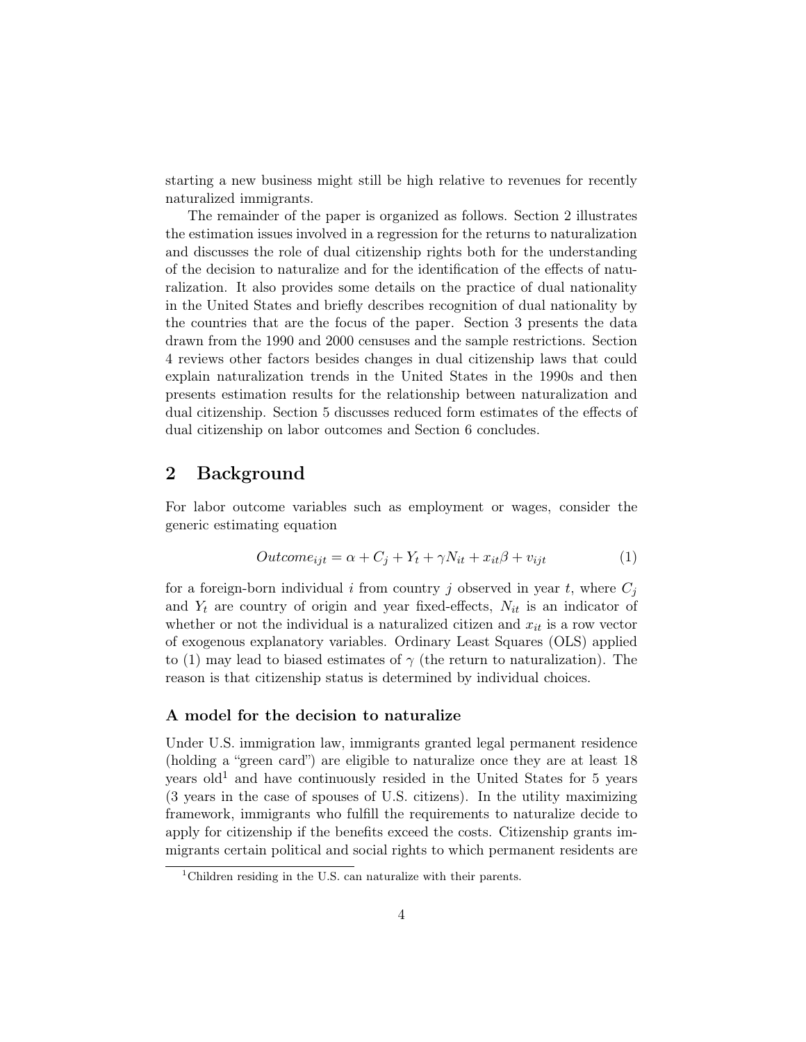starting a new business might still be high relative to revenues for recently naturalized immigrants.

The remainder of the paper is organized as follows. Section 2 illustrates the estimation issues involved in a regression for the returns to naturalization and discusses the role of dual citizenship rights both for the understanding of the decision to naturalize and for the identification of the effects of naturalization. It also provides some details on the practice of dual nationality in the United States and briefly describes recognition of dual nationality by the countries that are the focus of the paper. Section 3 presents the data drawn from the 1990 and 2000 censuses and the sample restrictions. Section 4 reviews other factors besides changes in dual citizenship laws that could explain naturalization trends in the United States in the 1990s and then presents estimation results for the relationship between naturalization and dual citizenship. Section 5 discusses reduced form estimates of the effects of dual citizenship on labor outcomes and Section 6 concludes.

## 2 Background

For labor outcome variables such as employment or wages, consider the generic estimating equation

$$Outcome_{ijt} = \alpha + C_j + Y_t + \gamma N_{it} + x_{it}\beta + v_{ijt} \tag{1}$$

for a foreign-born individual $i$ from country $j$ observed in year $t$, where $C_j$ and $Y_t$ are country of origin and year fixed-effects, $N_{it}$ is an indicator of whether or not the individual is a naturalized citizen and $x_{it}$ is a row vector of exogenous explanatory variables. Ordinary Least Squares (OLS) applied to (1) may lead to biased estimates of $\gamma$ (the return to naturalization). The reason is that citizenship status is determined by individual choices.

### A model for the decision to naturalize

Under U.S. immigration law, immigrants granted legal permanent residence (holding a "green card") are eligible to naturalize once they are at least 18 years old[1] and have continuously resided in the United States for 5 years (3 years in the case of spouses of U.S. citizens). In the utility maximizing framework, immigrants who fulfill the requirements to naturalize decide to apply for citizenship if the benefits exceed the costs. Citizenship grants immigrants certain political and social rights to which permanent residents are

[1] Children residing in the U.S. can naturalize with their parents.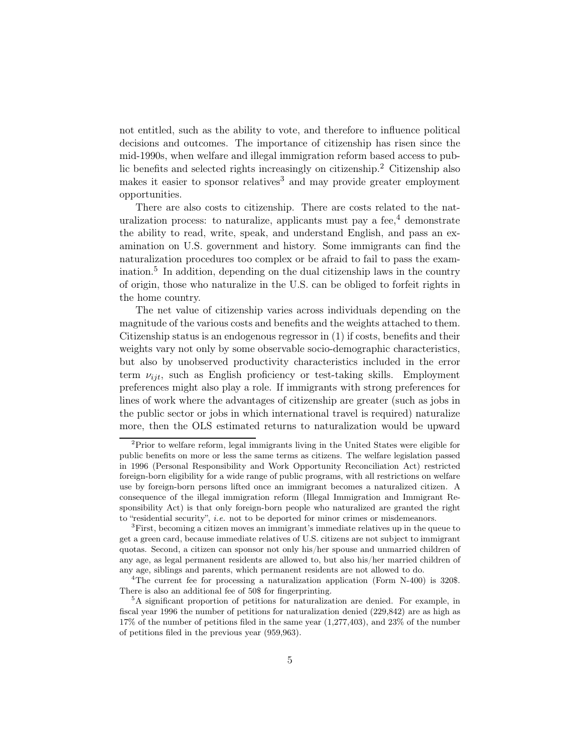not entitled, such as the ability to vote, and therefore to influence political decisions and outcomes. The importance of citizenship has risen since the mid-1990s, when welfare and illegal immigration reform based access to public benefits and selected rights increasingly on citizenship.[2] Citizenship also makes it easier to sponsor relatives[3] and may provide greater employment opportunities.

There are also costs to citizenship. There are costs related to the naturalization process: to naturalize, applicants must pay a fee,[4] demonstrate the ability to read, write, speak, and understand English, and pass an examination on U.S. government and history. Some immigrants can find the naturalization procedures too complex or be afraid to fail to pass the examination.[5] In addition, depending on the dual citizenship laws in the country of origin, those who naturalize in the U.S. can be obliged to forfeit rights in the home country.

The net value of citizenship varies across individuals depending on the magnitude of the various costs and benefits and the weights attached to them. Citizenship status is an endogenous regressor in (1) if costs, benefits and their weights vary not only by some observable socio-demographic characteristics, but also by unobserved productivity characteristics included in the error term $\nu_{ijt}$, such as English proficiency or test-taking skills. Employment preferences might also play a role. If immigrants with strong preferences for lines of work where the advantages of citizenship are greater (such as jobs in the public sector or jobs in which international travel is required) naturalize more, then the OLS estimated returns to naturalization would be upward

[2]Prior to welfare reform, legal immigrants living in the United States were eligible for public benefits on more or less the same terms as citizens. The welfare legislation passed in 1996 (Personal Responsibility and Work Opportunity Reconciliation Act) restricted foreign-born eligibility for a wide range of public programs, with all restrictions on welfare use by foreign-born persons lifted once an immigrant becomes a naturalized citizen. A consequence of the illegal immigration reform (Illegal Immigration and Immigrant Responsibility Act) is that only foreign-born people who naturalized are granted the right to "residential security", *i.e.* not to be deported for minor crimes or misdemeanors.

[3]First, becoming a citizen moves an immigrant's immediate relatives up in the queue to get a green card, because immediate relatives of U.S. citizens are not subject to immigrant quotas. Second, a citizen can sponsor not only his/her spouse and unmarried children of any age, as legal permanent residents are allowed to, but also his/her married children of any age, siblings and parents, which permanent residents are not allowed to do.

[4]The current fee for processing a naturalization application (Form N-400) is 320$. There is also an additional fee of 50$ for fingerprinting.

[5]A significant proportion of petitions for naturalization are denied. For example, in fiscal year 1996 the number of petitions for naturalization denied (229,842) are as high as 17% of the number of petitions filed in the same year (1,277,403), and 23% of the number of petitions filed in the previous year (959,963).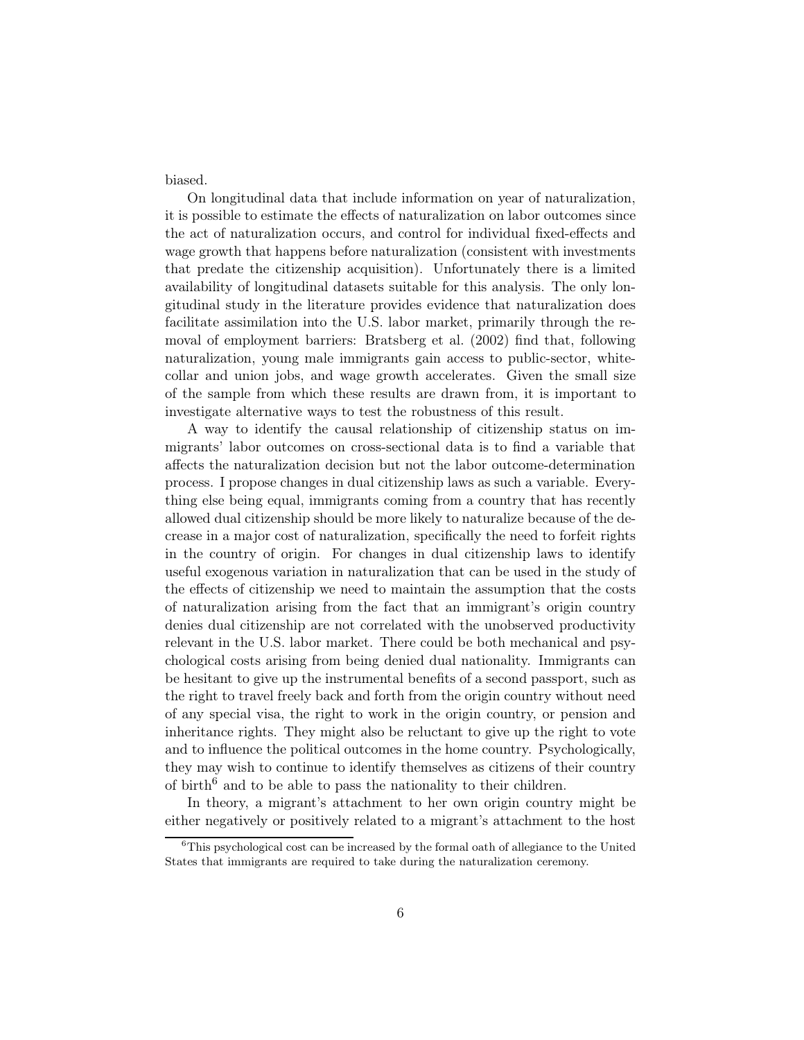biased.

On longitudinal data that include information on year of naturalization, it is possible to estimate the effects of naturalization on labor outcomes since the act of naturalization occurs, and control for individual fixed-effects and wage growth that happens before naturalization (consistent with investments that predate the citizenship acquisition). Unfortunately there is a limited availability of longitudinal datasets suitable for this analysis. The only longitudinal study in the literature provides evidence that naturalization does facilitate assimilation into the U.S. labor market, primarily through the removal of employment barriers: Bratsberg et al. (2002) find that, following naturalization, young male immigrants gain access to public-sector, white-collar and union jobs, and wage growth accelerates. Given the small size of the sample from which these results are drawn from, it is important to investigate alternative ways to test the robustness of this result.

A way to identify the causal relationship of citizenship status on immigrants' labor outcomes on cross-sectional data is to find a variable that affects the naturalization decision but not the labor outcome-determination process. I propose changes in dual citizenship laws as such a variable. Everything else being equal, immigrants coming from a country that has recently allowed dual citizenship should be more likely to naturalize because of the decrease in a major cost of naturalization, specifically the need to forfeit rights in the country of origin. For changes in dual citizenship laws to identify useful exogenous variation in naturalization that can be used in the study of the effects of citizenship we need to maintain the assumption that the costs of naturalization arising from the fact that an immigrant's origin country denies dual citizenship are not correlated with the unobserved productivity relevant in the U.S. labor market. There could be both mechanical and psychological costs arising from being denied dual nationality. Immigrants can be hesitant to give up the instrumental benefits of a second passport, such as the right to travel freely back and forth from the origin country without need of any special visa, the right to work in the origin country, or pension and inheritance rights. They might also be reluctant to give up the right to vote and to influence the political outcomes in the home country. Psychologically, they may wish to continue to identify themselves as citizens of their country of birth[6] and to be able to pass the nationality to their children.

In theory, a migrant's attachment to her own origin country might be either negatively or positively related to a migrant's attachment to the host

[6] This psychological cost can be increased by the formal oath of allegiance to the United States that immigrants are required to take during the naturalization ceremony.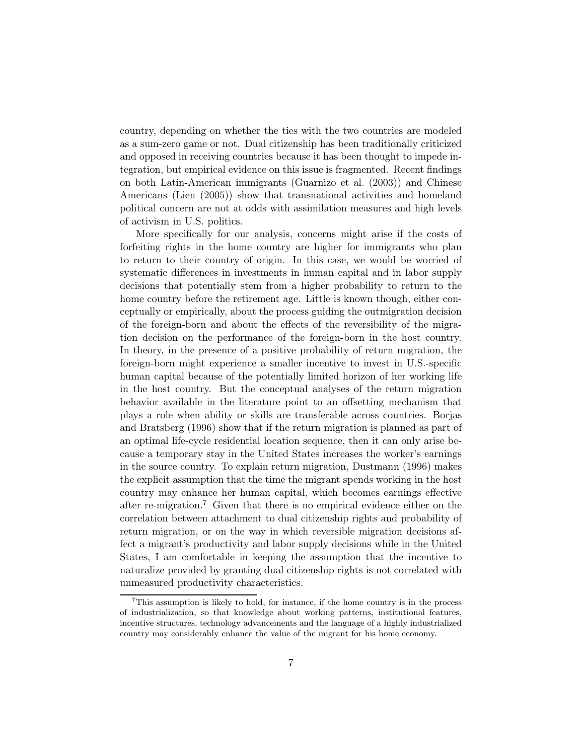country, depending on whether the ties with the two countries are modeled as a sum-zero game or not. Dual citizenship has been traditionally criticized and opposed in receiving countries because it has been thought to impede integration, but empirical evidence on this issue is fragmented. Recent findings on both Latin-American immigrants (Guarnizo et al. (2003)) and Chinese Americans (Lien (2005)) show that transnational activities and homeland political concern are not at odds with assimilation measures and high levels of activism in U.S. politics.

More specifically for our analysis, concerns might arise if the costs of forfeiting rights in the home country are higher for immigrants who plan to return to their country of origin. In this case, we would be worried of systematic differences in investments in human capital and in labor supply decisions that potentially stem from a higher probability to return to the home country before the retirement age. Little is known though, either conceptually or empirically, about the process guiding the outmigration decision of the foreign-born and about the effects of the reversibility of the migration decision on the performance of the foreign-born in the host country. In theory, in the presence of a positive probability of return migration, the foreign-born might experience a smaller incentive to invest in U.S.-specific human capital because of the potentially limited horizon of her working life in the host country. But the conceptual analyses of the return migration behavior available in the literature point to an offsetting mechanism that plays a role when ability or skills are transferable across countries. Borjas and Bratsberg (1996) show that if the return migration is planned as part of an optimal life-cycle residential location sequence, then it can only arise because a temporary stay in the United States increases the worker's earnings in the source country. To explain return migration, Dustmann (1996) makes the explicit assumption that the time the migrant spends working in the host country may enhance her human capital, which becomes earnings effective after re-migration.[7] Given that there is no empirical evidence either on the correlation between attachment to dual citizenship rights and probability of return migration, or on the way in which reversible migration decisions affect a migrant's productivity and labor supply decisions while in the United States, I am comfortable in keeping the assumption that the incentive to naturalize provided by granting dual citizenship rights is not correlated with unmeasured productivity characteristics.

[7] This assumption is likely to hold, for instance, if the home country is in the process of industrialization, so that knowledge about working patterns, institutional features, incentive structures, technology advancements and the language of a highly industrialized country may considerably enhance the value of the migrant for his home economy.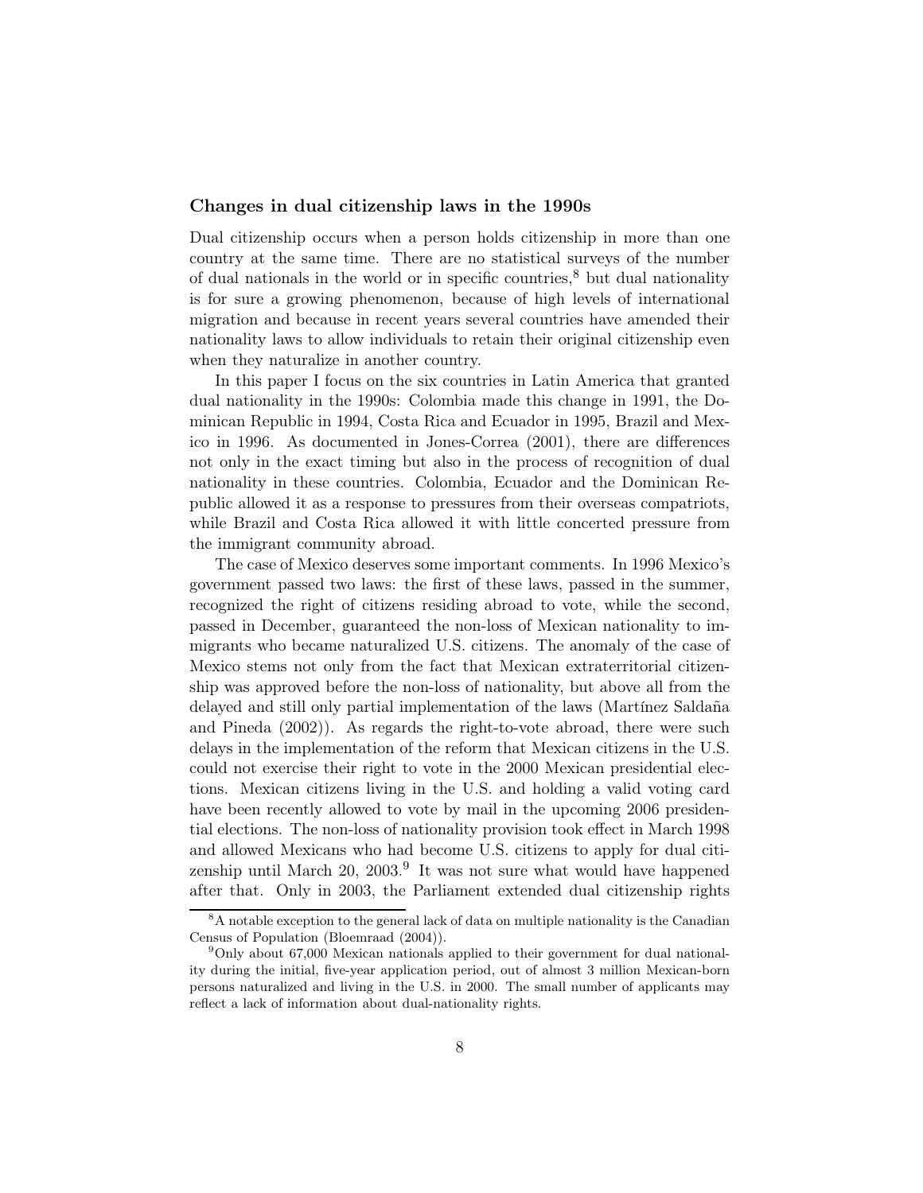### Changes in dual citizenship laws in the 1990s

Dual citizenship occurs when a person holds citizenship in more than one country at the same time. There are no statistical surveys of the number of dual nationals in the world or in specific countries,[8] but dual nationality is for sure a growing phenomenon, because of high levels of international migration and because in recent years several countries have amended their nationality laws to allow individuals to retain their original citizenship even when they naturalize in another country.

In this paper I focus on the six countries in Latin America that granted dual nationality in the 1990s: Colombia made this change in 1991, the Dominican Republic in 1994, Costa Rica and Ecuador in 1995, Brazil and Mexico in 1996. As documented in Jones-Correa (2001), there are differences not only in the exact timing but also in the process of recognition of dual nationality in these countries. Colombia, Ecuador and the Dominican Republic allowed it as a response to pressures from their overseas compatriots, while Brazil and Costa Rica allowed it with little concerted pressure from the immigrant community abroad.

The case of Mexico deserves some important comments. In 1996 Mexico's government passed two laws: the first of these laws, passed in the summer, recognized the right of citizens residing abroad to vote, while the second, passed in December, guaranteed the non-loss of Mexican nationality to immigrants who became naturalized U.S. citizens. The anomaly of the case of Mexico stems not only from the fact that Mexican extraterritorial citizenship was approved before the non-loss of nationality, but above all from the delayed and still only partial implementation of the laws (Martínez Saldaña and Pineda (2002)). As regards the right-to-vote abroad, there were such delays in the implementation of the reform that Mexican citizens in the U.S. could not exercise their right to vote in the 2000 Mexican presidential elections. Mexican citizens living in the U.S. and holding a valid voting card have been recently allowed to vote by mail in the upcoming 2006 presidential elections. The non-loss of nationality provision took effect in March 1998 and allowed Mexicans who had become U.S. citizens to apply for dual citizenship until March 20, 2003.[9] It was not sure what would have happened after that. Only in 2003, the Parliament extended dual citizenship rights

[8] A notable exception to the general lack of data on multiple nationality is the Canadian Census of Population (Bloemraad (2004)).

[9] Only about 67,000 Mexican nationals applied to their government for dual nationality during the initial, five-year application period, out of almost 3 million Mexican-born persons naturalized and living in the U.S. in 2000. The small number of applicants may reflect a lack of information about dual-nationality rights.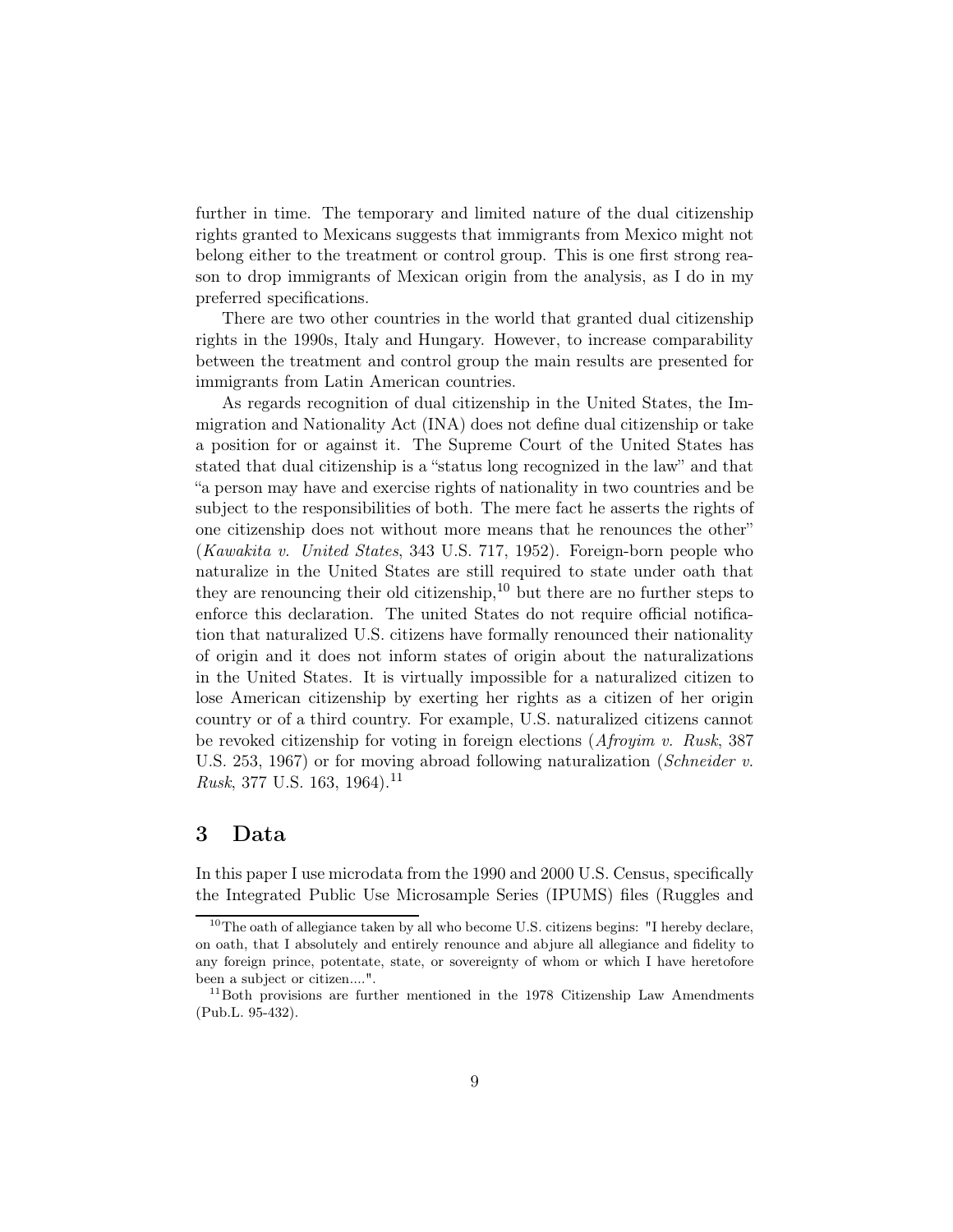further in time. The temporary and limited nature of the dual citizenship rights granted to Mexicans suggests that immigrants from Mexico might not belong either to the treatment or control group. This is one first strong reason to drop immigrants of Mexican origin from the analysis, as I do in my preferred specifications.

There are two other countries in the world that granted dual citizenship rights in the 1990s, Italy and Hungary. However, to increase comparability between the treatment and control group the main results are presented for immigrants from Latin American countries.

As regards recognition of dual citizenship in the United States, the Immigration and Nationality Act (INA) does not define dual citizenship or take a position for or against it. The Supreme Court of the United States has stated that dual citizenship is a "status long recognized in the law" and that "a person may have and exercise rights of nationality in two countries and be subject to the responsibilities of both. The mere fact he asserts the rights of one citizenship does not without more means that he renounces the other" (*Kawakita v. United States*, 343 U.S. 717, 1952). Foreign-born people who naturalize in the United States are still required to state under oath that they are renouncing their old citizenship,[10] but there are no further steps to enforce this declaration. The united States do not require official notification that naturalized U.S. citizens have formally renounced their nationality of origin and it does not inform states of origin about the naturalizations in the United States. It is virtually impossible for a naturalized citizen to lose American citizenship by exerting her rights as a citizen of her origin country or of a third country. For example, U.S. naturalized citizens cannot be revoked citizenship for voting in foreign elections (*Afroyim v. Rusk*, 387 U.S. 253, 1967) or for moving abroad following naturalization (*Schneider v. Rusk*, 377 U.S. 163, 1964).[11]

## 3 Data

In this paper I use microdata from the 1990 and 2000 U.S. Census, specifically the Integrated Public Use Microsample Series (IPUMS) files (Ruggles and

---

[10] The oath of allegiance taken by all who become U.S. citizens begins: "I hereby declare, on oath, that I absolutely and entirely renounce and abjure all allegiance and fidelity to any foreign prince, potentate, state, or sovereignty of whom or which I have heretofore been a subject or citizen....".

[11] Both provisions are further mentioned in the 1978 Citizenship Law Amendments (Pub.L. 95-432).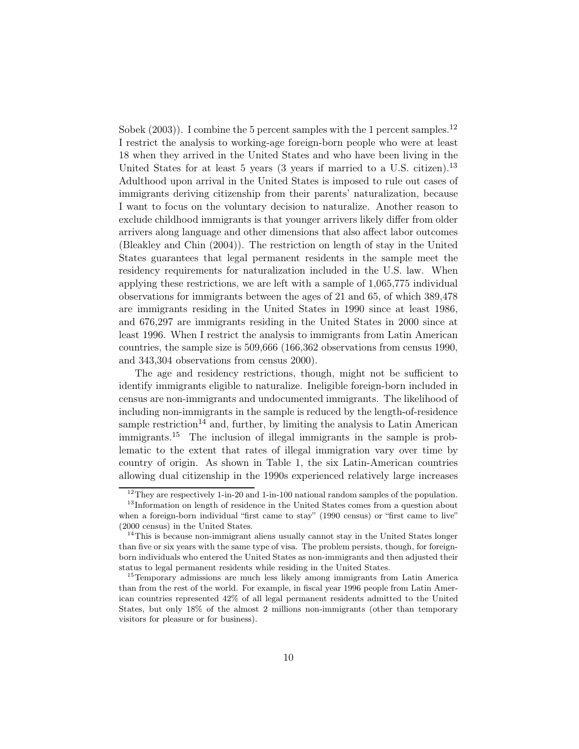Sobek (2003)). I combine the 5 percent samples with the 1 percent samples.[12] I restrict the analysis to working-age foreign-born people who were at least 18 when they arrived in the United States and who have been living in the United States for at least 5 years (3 years if married to a U.S. citizen).[13] Adulthood upon arrival in the United States is imposed to rule out cases of immigrants deriving citizenship from their parents' naturalization, because I want to focus on the voluntary decision to naturalize. Another reason to exclude childhood immigrants is that younger arrivers likely differ from older arrivers along language and other dimensions that also affect labor outcomes (Bleakley and Chin (2004)). The restriction on length of stay in the United States guarantees that legal permanent residents in the sample meet the residency requirements for naturalization included in the U.S. law. When applying these restrictions, we are left with a sample of 1,065,775 individual observations for immigrants between the ages of 21 and 65, of which 389,478 are immigrants residing in the United States in 1990 since at least 1986, and 676,297 are immigrants residing in the United States in 2000 since at least 1996. When I restrict the analysis to immigrants from Latin American countries, the sample size is 509,666 (166,362 observations from census 1990, and 343,304 observations from census 2000).

The age and residency restrictions, though, might not be sufficient to identify immigrants eligible to naturalize. Ineligible foreign-born included in census are non-immigrants and undocumented immigrants. The likelihood of including non-immigrants in the sample is reduced by the length-of-residence sample restriction[14] and, further, by limiting the analysis to Latin American immigrants.[15] The inclusion of illegal immigrants in the sample is problematic to the extent that rates of illegal immigration vary over time by country of origin. As shown in Table 1, the six Latin-American countries allowing dual citizenship in the 1990s experienced relatively large increases

---

[12] They are respectively 1-in-20 and 1-in-100 national random samples of the population.

[13] Information on length of residence in the United States comes from a question about when a foreign-born individual "first came to stay" (1990 census) or "first came to live" (2000 census) in the United States.

[14] This is because non-immigrant aliens usually cannot stay in the United States longer than five or six years with the same type of visa. The problem persists, though, for foreign-born individuals who entered the United States as non-immigrants and then adjusted their status to legal permanent residents while residing in the United States.

[15] Temporary admissions are much less likely among immigrants from Latin America than from the rest of the world. For example, in fiscal year 1996 people from Latin American countries represented 42% of all legal permanent residents admitted to the United States, but only 18% of the almost 2 millions non-immigrants (other than temporary visitors for pleasure or for business).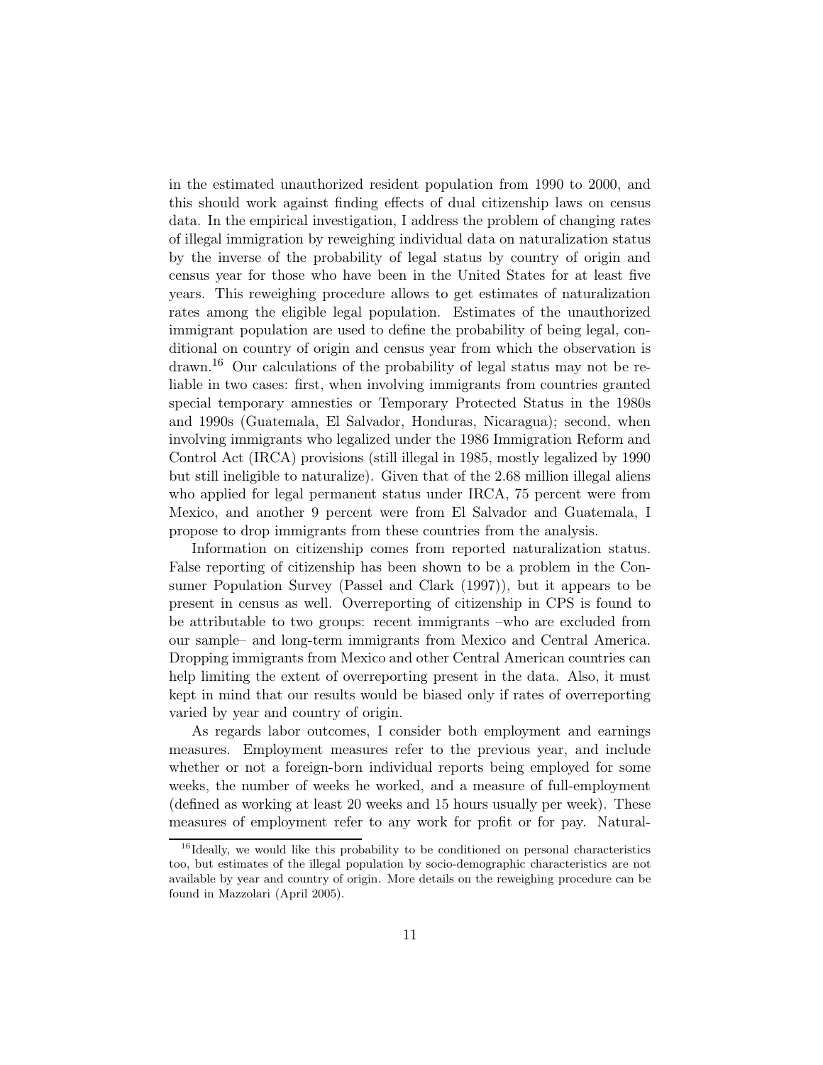in the estimated unauthorized resident population from 1990 to 2000, and this should work against finding effects of dual citizenship laws on census data. In the empirical investigation, I address the problem of changing rates of illegal immigration by reweighing individual data on naturalization status by the inverse of the probability of legal status by country of origin and census year for those who have been in the United States for at least five years. This reweighing procedure allows to get estimates of naturalization rates among the eligible legal population. Estimates of the unauthorized immigrant population are used to define the probability of being legal, conditional on country of origin and census year from which the observation is drawn.[16] Our calculations of the probability of legal status may not be reliable in two cases: first, when involving immigrants from countries granted special temporary amnesties or Temporary Protected Status in the 1980s and 1990s (Guatemala, El Salvador, Honduras, Nicaragua); second, when involving immigrants who legalized under the 1986 Immigration Reform and Control Act (IRCA) provisions (still illegal in 1985, mostly legalized by 1990 but still ineligible to naturalize). Given that of the 2.68 million illegal aliens who applied for legal permanent status under IRCA, 75 percent were from Mexico, and another 9 percent were from El Salvador and Guatemala, I propose to drop immigrants from these countries from the analysis.

Information on citizenship comes from reported naturalization status. False reporting of citizenship has been shown to be a problem in the Consumer Population Survey (Passel and Clark (1997)), but it appears to be present in census as well. Overreporting of citizenship in CPS is found to be attributable to two groups: recent immigrants –who are excluded from our sample– and long-term immigrants from Mexico and Central America. Dropping immigrants from Mexico and other Central American countries can help limiting the extent of overreporting present in the data. Also, it must kept in mind that our results would be biased only if rates of overreporting varied by year and country of origin.

As regards labor outcomes, I consider both employment and earnings measures. Employment measures refer to the previous year, and include whether or not a foreign-born individual reports being employed for some weeks, the number of weeks he worked, and a measure of full-employment (defined as working at least 20 weeks and 15 hours usually per week). These measures of employment refer to any work for profit or for pay. Natural-

[16] Ideally, we would like this probability to be conditioned on personal characteristics too, but estimates of the illegal population by socio-demographic characteristics are not available by year and country of origin. More details on the reweighing procedure can be found in Mazzolari (April 2005).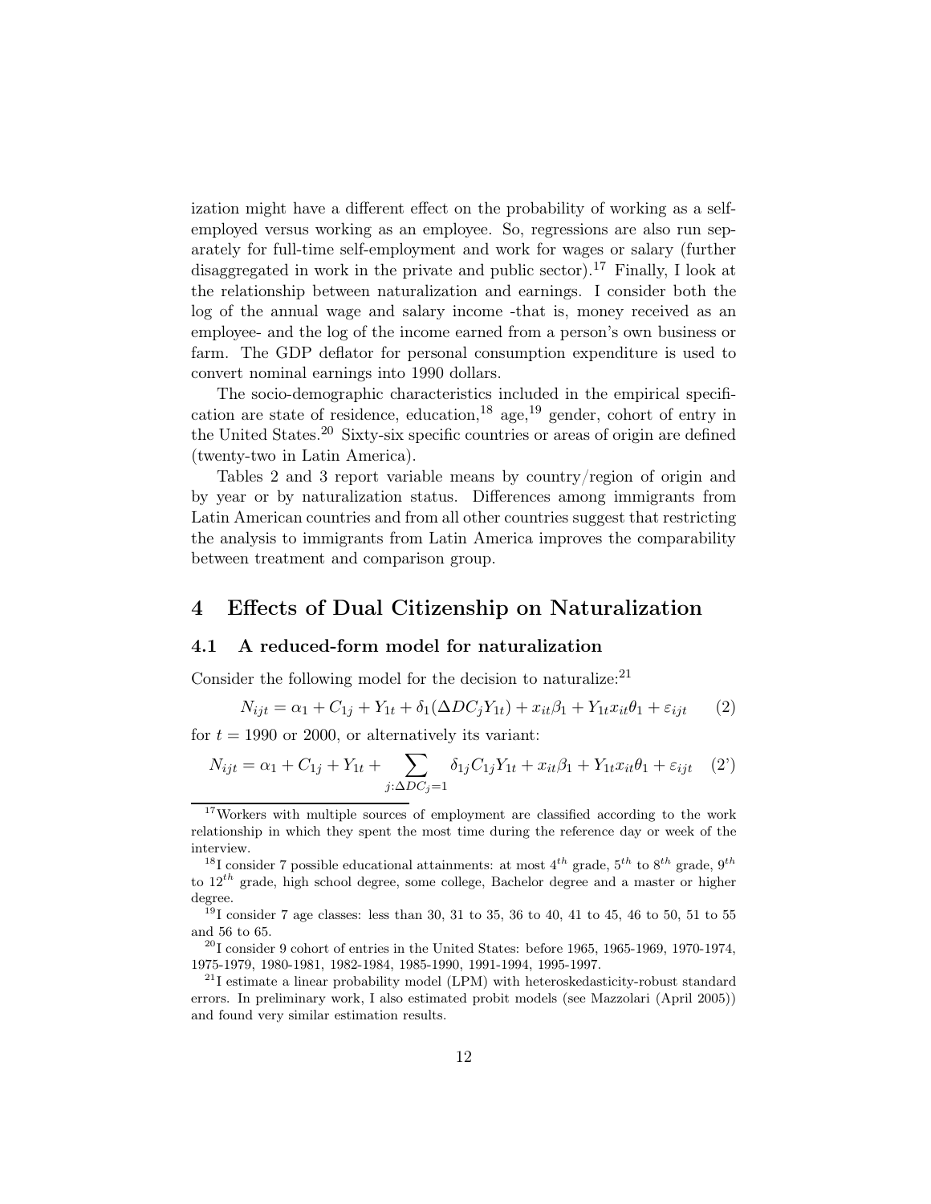ization might have a different effect on the probability of working as a self-employed versus working as an employee. So, regressions are also run separately for full-time self-employment and work for wages or salary (further disaggregated in work in the private and public sector).[17] Finally, I look at the relationship between naturalization and earnings. I consider both the log of the annual wage and salary income -that is, money received as an employee- and the log of the income earned from a person's own business or farm. The GDP deflator for personal consumption expenditure is used to convert nominal earnings into 1990 dollars.

The socio-demographic characteristics included in the empirical specification are state of residence, education,[18] age,[19] gender, cohort of entry in the United States.[20] Sixty-six specific countries or areas of origin are defined (twenty-two in Latin America).

Tables 2 and 3 report variable means by country/region of origin and by year or by naturalization status. Differences among immigrants from Latin American countries and from all other countries suggest that restricting the analysis to immigrants from Latin America improves the comparability between treatment and comparison group.

# 4 Effects of Dual Citizenship on Naturalization

## 4.1 A reduced-form model for naturalization

Consider the following model for the decision to naturalize:[21]

$$N_{ijt} = \alpha_1 + C_{1j} + Y_{1t} + \delta_1(\Delta DC_j Y_{1t}) + x_{it}\beta_1 + Y_{1t}x_{it}\theta_1 + \varepsilon_{ijt} \qquad (2)$$

for $t = 1990$ or 2000, or alternatively its variant:

$$N_{ijt} = \alpha_1 + C_{1j} + Y_{1t} + \sum_{j:\Delta DC_j=1} \delta_{1j} C_{1j} Y_{1t} + x_{it}\beta_1 + Y_{1t}x_{it}\theta_1 + \varepsilon_{ijt} \qquad (2')$$

---

[17] Workers with multiple sources of employment are classified according to the work relationship in which they spent the most time during the reference day or week of the interview.

[18] I consider 7 possible educational attainments: at most $4^{th}$ grade, $5^{th}$ to $8^{th}$ grade, $9^{th}$ to $12^{th}$ grade, high school degree, some college, Bachelor degree and a master or higher degree.

[19] I consider 7 age classes: less than 30, 31 to 35, 36 to 40, 41 to 45, 46 to 50, 51 to 55 and 56 to 65.

[20] I consider 9 cohort of entries in the United States: before 1965, 1965-1969, 1970-1974, 1975-1979, 1980-1981, 1982-1984, 1985-1990, 1991-1994, 1995-1997.

[21] I estimate a linear probability model (LPM) with heteroskedasticity-robust standard errors. In preliminary work, I also estimated probit models (see Mazzolari (April 2005)) and found very similar estimation results.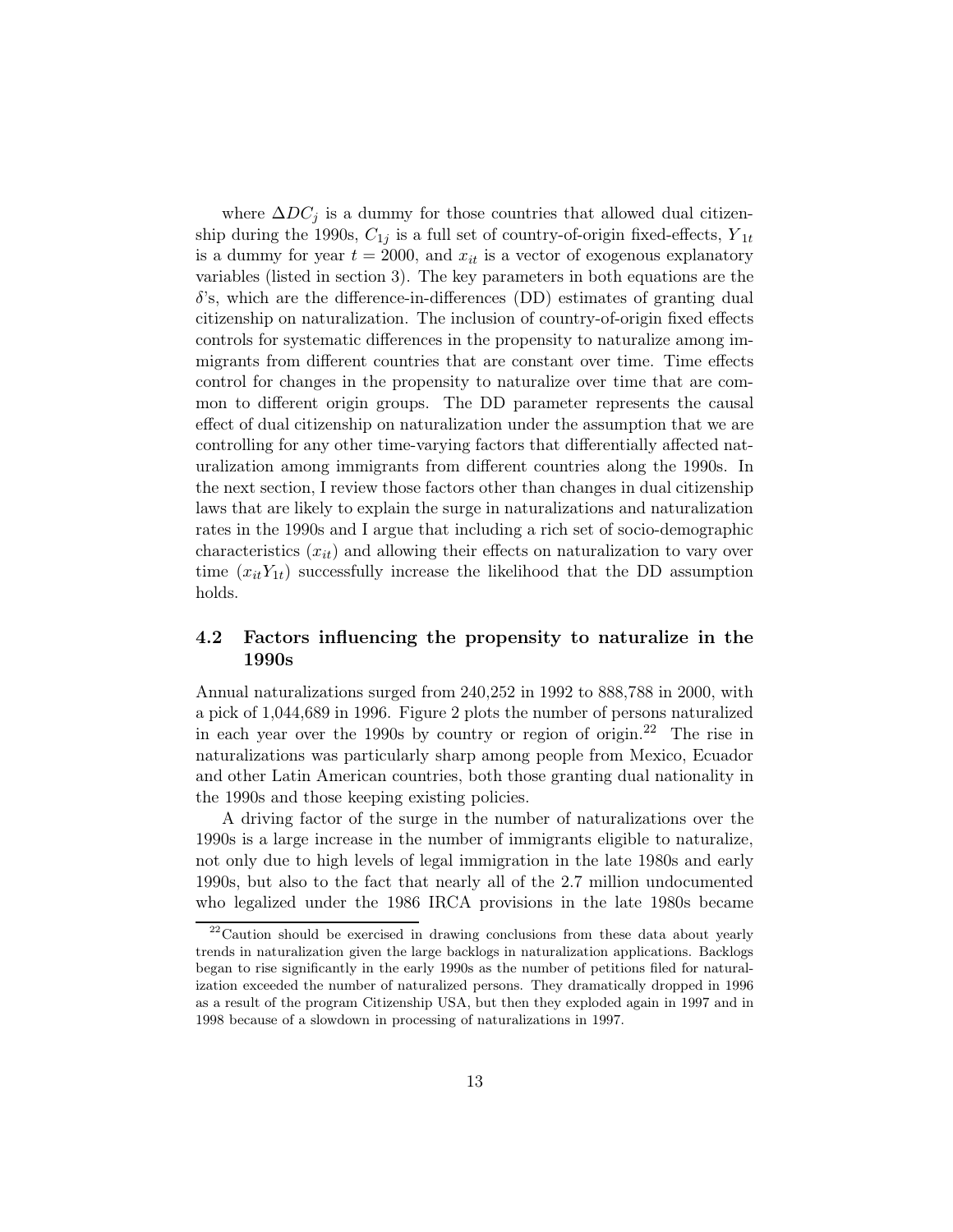where $\Delta DC_j$ is a dummy for those countries that allowed dual citizenship during the 1990s, $C_{1j}$ is a full set of country-of-origin fixed-effects, $Y_{1t}$ is a dummy for year $t = 2000$, and $x_{it}$ is a vector of exogenous explanatory variables (listed in section 3). The key parameters in both equations are the $\delta$'s, which are the difference-in-differences (DD) estimates of granting dual citizenship on naturalization. The inclusion of country-of-origin fixed effects controls for systematic differences in the propensity to naturalize among immigrants from different countries that are constant over time. Time effects control for changes in the propensity to naturalize over time that are common to different origin groups. The DD parameter represents the causal effect of dual citizenship on naturalization under the assumption that we are controlling for any other time-varying factors that differentially affected naturalization among immigrants from different countries along the 1990s. In the next section, I review those factors other than changes in dual citizenship laws that are likely to explain the surge in naturalizations and naturalization rates in the 1990s and I argue that including a rich set of socio-demographic characteristics ($x_{it}$) and allowing their effects on naturalization to vary over time ($x_{it}Y_{1t}$) successfully increase the likelihood that the DD assumption holds.

## 4.2 Factors influencing the propensity to naturalize in the 1990s

Annual naturalizations surged from 240,252 in 1992 to 888,788 in 2000, with a pick of 1,044,689 in 1996. Figure 2 plots the number of persons naturalized in each year over the 1990s by country or region of origin.[22] The rise in naturalizations was particularly sharp among people from Mexico, Ecuador and other Latin American countries, both those granting dual nationality in the 1990s and those keeping existing policies.

A driving factor of the surge in the number of naturalizations over the 1990s is a large increase in the number of immigrants eligible to naturalize, not only due to high levels of legal immigration in the late 1980s and early 1990s, but also to the fact that nearly all of the 2.7 million undocumented who legalized under the 1986 IRCA provisions in the late 1980s became

[22] Caution should be exercised in drawing conclusions from these data about yearly trends in naturalization given the large backlogs in naturalization applications. Backlogs began to rise significantly in the early 1990s as the number of petitions filed for naturalization exceeded the number of naturalized persons. They dramatically dropped in 1996 as a result of the program Citizenship USA, but then they exploded again in 1997 and in 1998 because of a slowdown in processing of naturalizations in 1997.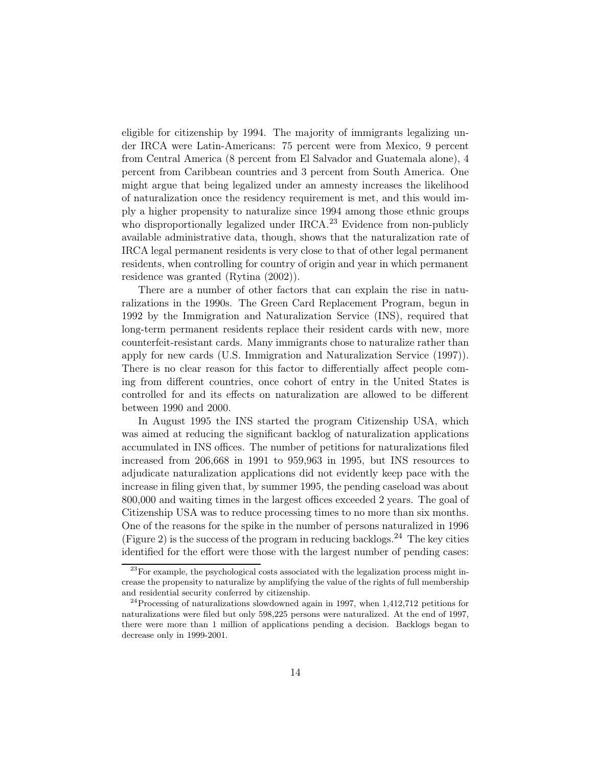eligible for citizenship by 1994. The majority of immigrants legalizing under IRCA were Latin-Americans: 75 percent were from Mexico, 9 percent from Central America (8 percent from El Salvador and Guatemala alone), 4 percent from Caribbean countries and 3 percent from South America. One might argue that being legalized under an amnesty increases the likelihood of naturalization once the residency requirement is met, and this would imply a higher propensity to naturalize since 1994 among those ethnic groups who disproportionally legalized under IRCA.[23] Evidence from non-publicly available administrative data, though, shows that the naturalization rate of IRCA legal permanent residents is very close to that of other legal permanent residents, when controlling for country of origin and year in which permanent residence was granted (Rytina (2002)).

There are a number of other factors that can explain the rise in naturalizations in the 1990s. The Green Card Replacement Program, begun in 1992 by the Immigration and Naturalization Service (INS), required that long-term permanent residents replace their resident cards with new, more counterfeit-resistant cards. Many immigrants chose to naturalize rather than apply for new cards (U.S. Immigration and Naturalization Service (1997)). There is no clear reason for this factor to differentially affect people coming from different countries, once cohort of entry in the United States is controlled for and its effects on naturalization are allowed to be different between 1990 and 2000.

In August 1995 the INS started the program Citizenship USA, which was aimed at reducing the significant backlog of naturalization applications accumulated in INS offices. The number of petitions for naturalizations filed increased from 206,668 in 1991 to 959,963 in 1995, but INS resources to adjudicate naturalization applications did not evidently keep pace with the increase in filing given that, by summer 1995, the pending caseload was about 800,000 and waiting times in the largest offices exceeded 2 years. The goal of Citizenship USA was to reduce processing times to no more than six months. One of the reasons for the spike in the number of persons naturalized in 1996 (Figure 2) is the success of the program in reducing backlogs.[24] The key cities identified for the effort were those with the largest number of pending cases:

[23] For example, the psychological costs associated with the legalization process might increase the propensity to naturalize by amplifying the value of the rights of full membership and residential security conferred by citizenship.

[24] Processing of naturalizations slowdowned again in 1997, when 1,412,712 petitions for naturalizations were filed but only 598,225 persons were naturalized. At the end of 1997, there were more than 1 million of applications pending a decision. Backlogs began to decrease only in 1999-2001.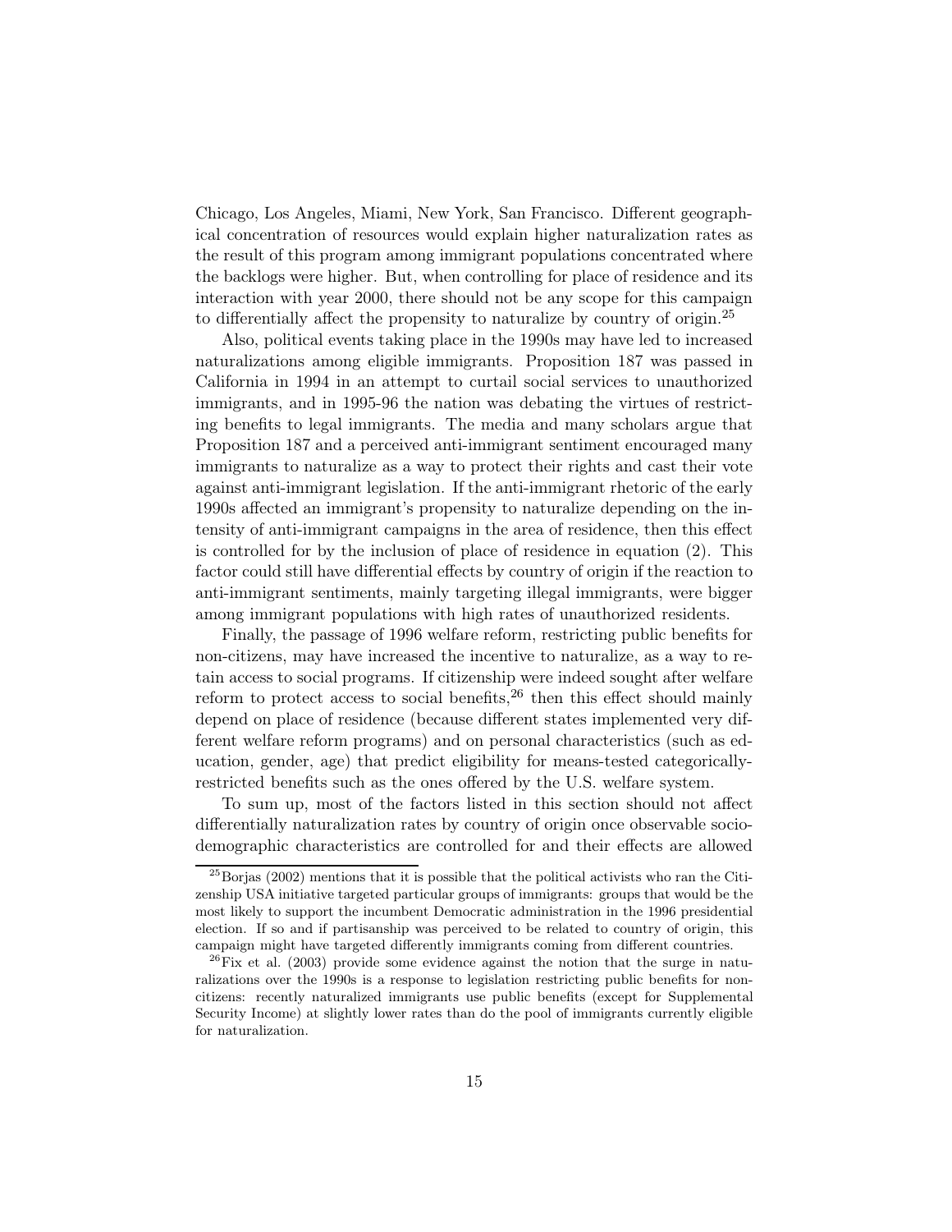Chicago, Los Angeles, Miami, New York, San Francisco. Different geographical concentration of resources would explain higher naturalization rates as the result of this program among immigrant populations concentrated where the backlogs were higher. But, when controlling for place of residence and its interaction with year 2000, there should not be any scope for this campaign to differentially affect the propensity to naturalize by country of origin.[25]

Also, political events taking place in the 1990s may have led to increased naturalizations among eligible immigrants. Proposition 187 was passed in California in 1994 in an attempt to curtail social services to unauthorized immigrants, and in 1995-96 the nation was debating the virtues of restricting benefits to legal immigrants. The media and many scholars argue that Proposition 187 and a perceived anti-immigrant sentiment encouraged many immigrants to naturalize as a way to protect their rights and cast their vote against anti-immigrant legislation. If the anti-immigrant rhetoric of the early 1990s affected an immigrant's propensity to naturalize depending on the intensity of anti-immigrant campaigns in the area of residence, then this effect is controlled for by the inclusion of place of residence in equation (2). This factor could still have differential effects by country of origin if the reaction to anti-immigrant sentiments, mainly targeting illegal immigrants, were bigger among immigrant populations with high rates of unauthorized residents.

Finally, the passage of 1996 welfare reform, restricting public benefits for non-citizens, may have increased the incentive to naturalize, as a way to retain access to social programs. If citizenship were indeed sought after welfare reform to protect access to social benefits,[26] then this effect should mainly depend on place of residence (because different states implemented very different welfare reform programs) and on personal characteristics (such as education, gender, age) that predict eligibility for means-tested categorically-restricted benefits such as the ones offered by the U.S. welfare system.

To sum up, most of the factors listed in this section should not affect differentially naturalization rates by country of origin once observable socio-demographic characteristics are controlled for and their effects are allowed

[25] Borjas (2002) mentions that it is possible that the political activists who ran the Citizenship USA initiative targeted particular groups of immigrants: groups that would be the most likely to support the incumbent Democratic administration in the 1996 presidential election. If so and if partisanship was perceived to be related to country of origin, this campaign might have targeted differently immigrants coming from different countries.

[26] Fix et al. (2003) provide some evidence against the notion that the surge in naturalizations over the 1990s is a response to legislation restricting public benefits for non-citizens: recently naturalized immigrants use public benefits (except for Supplemental Security Income) at slightly lower rates than do the pool of immigrants currently eligible for naturalization.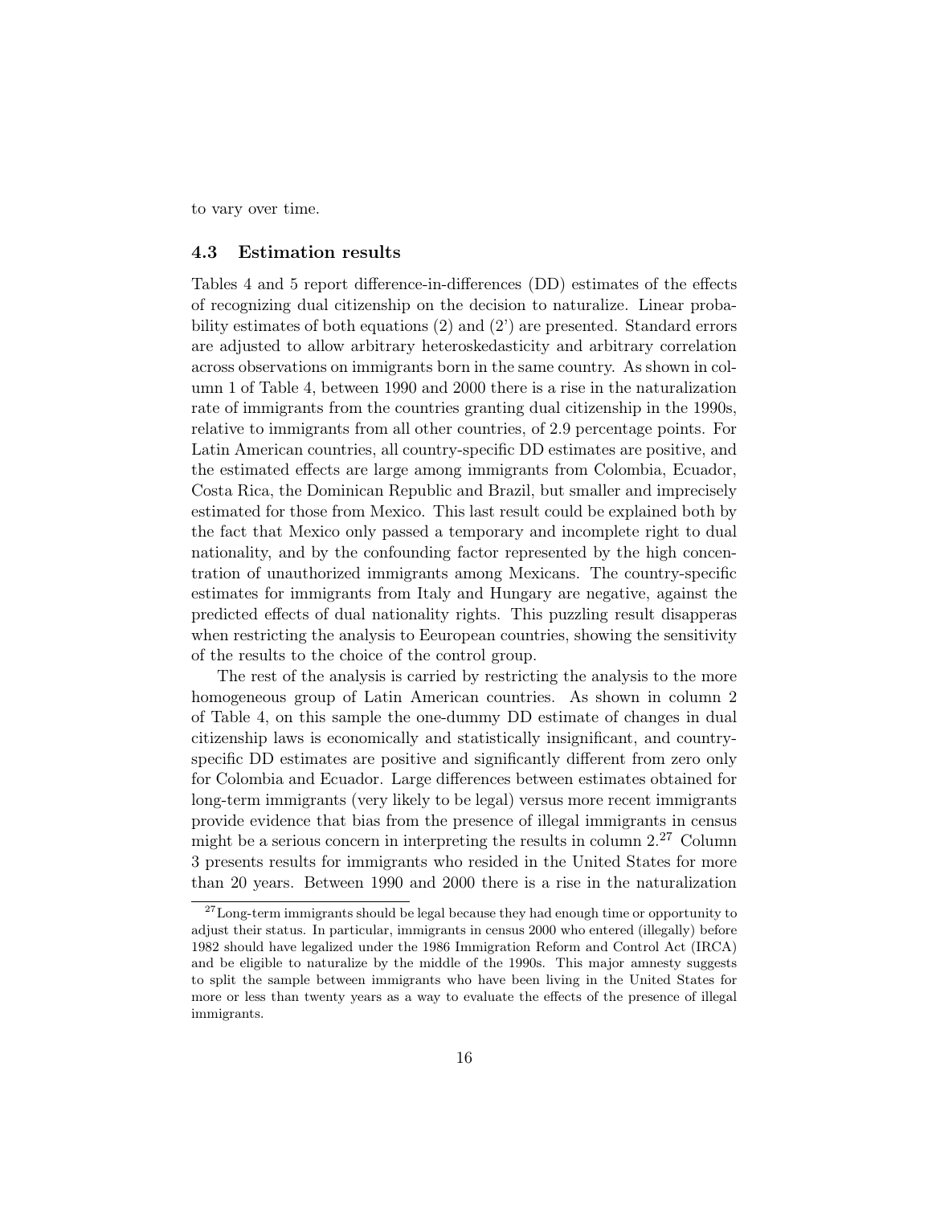to vary over time.

### 4.3 Estimation results

Tables 4 and 5 report difference-in-differences (DD) estimates of the effects of recognizing dual citizenship on the decision to naturalize. Linear probability estimates of both equations (2) and (2') are presented. Standard errors are adjusted to allow arbitrary heteroskedasticity and arbitrary correlation across observations on immigrants born in the same country. As shown in column 1 of Table 4, between 1990 and 2000 there is a rise in the naturalization rate of immigrants from the countries granting dual citizenship in the 1990s, relative to immigrants from all other countries, of 2.9 percentage points. For Latin American countries, all country-specific DD estimates are positive, and the estimated effects are large among immigrants from Colombia, Ecuador, Costa Rica, the Dominican Republic and Brazil, but smaller and imprecisely estimated for those from Mexico. This last result could be explained both by the fact that Mexico only passed a temporary and incomplete right to dual nationality, and by the confounding factor represented by the high concentration of unauthorized immigrants among Mexicans. The country-specific estimates for immigrants from Italy and Hungary are negative, against the predicted effects of dual nationality rights. This puzzling result disapperas when restricting the analysis to Eeuropean countries, showing the sensitivity of the results to the choice of the control group.

The rest of the analysis is carried by restricting the analysis to the more homogeneous group of Latin American countries. As shown in column 2 of Table 4, on this sample the one-dummy DD estimate of changes in dual citizenship laws is economically and statistically insignificant, and country-specific DD estimates are positive and significantly different from zero only for Colombia and Ecuador. Large differences between estimates obtained for long-term immigrants (very likely to be legal) versus more recent immigrants provide evidence that bias from the presence of illegal immigrants in census might be a serious concern in interpreting the results in column 2.[27] Column 3 presents results for immigrants who resided in the United States for more than 20 years. Between 1990 and 2000 there is a rise in the naturalization

[27] Long-term immigrants should be legal because they had enough time or opportunity to adjust their status. In particular, immigrants in census 2000 who entered (illegally) before 1982 should have legalized under the 1986 Immigration Reform and Control Act (IRCA) and be eligible to naturalize by the middle of the 1990s. This major amnesty suggests to split the sample between immigrants who have been living in the United States for more or less than twenty years as a way to evaluate the effects of the presence of illegal immigrants.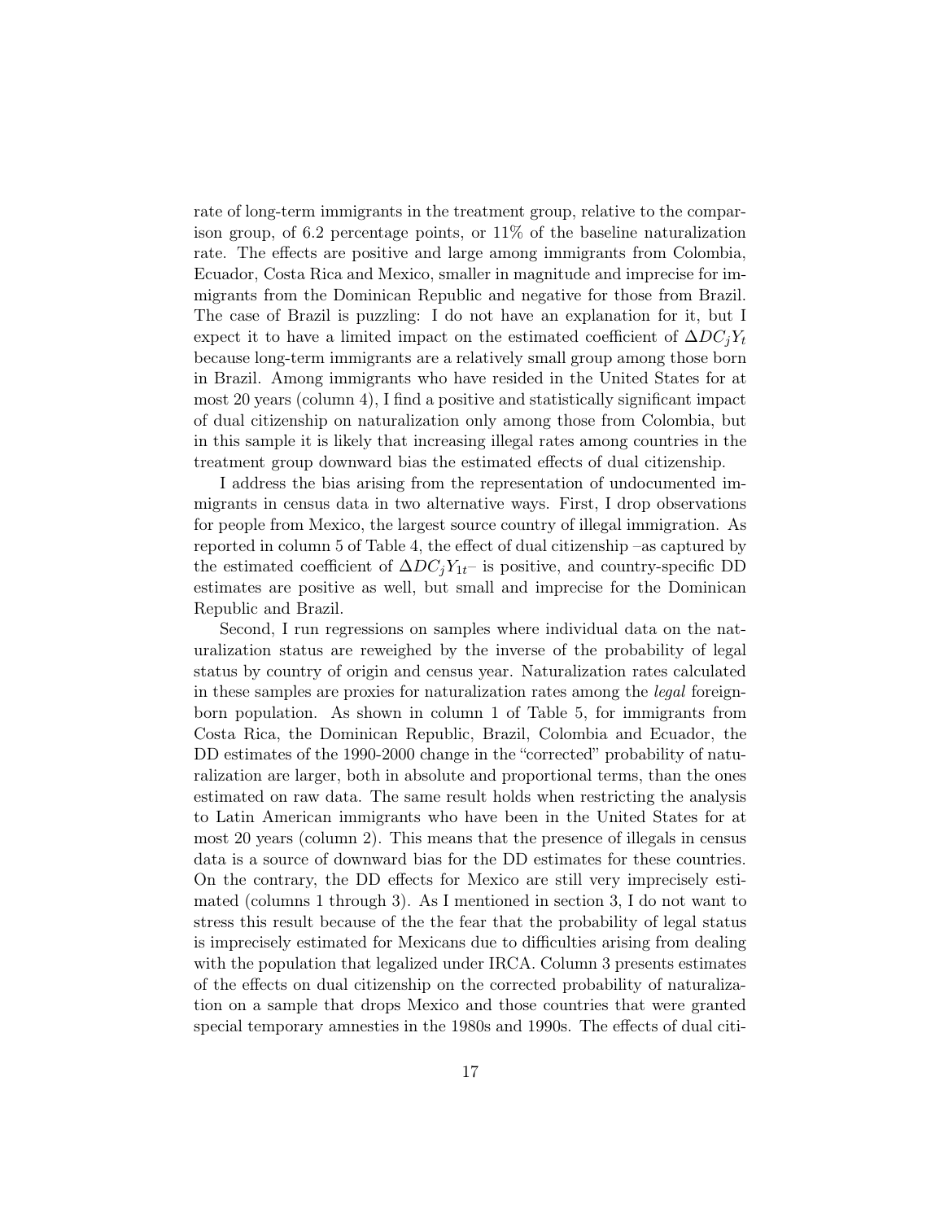rate of long-term immigrants in the treatment group, relative to the comparison group, of 6.2 percentage points, or 11% of the baseline naturalization rate. The effects are positive and large among immigrants from Colombia, Ecuador, Costa Rica and Mexico, smaller in magnitude and imprecise for immigrants from the Dominican Republic and negative for those from Brazil. The case of Brazil is puzzling: I do not have an explanation for it, but I expect it to have a limited impact on the estimated coefficient of $\Delta DC_jY_t$ because long-term immigrants are a relatively small group among those born in Brazil. Among immigrants who have resided in the United States for at most 20 years (column 4), I find a positive and statistically significant impact of dual citizenship on naturalization only among those from Colombia, but in this sample it is likely that increasing illegal rates among countries in the treatment group downward bias the estimated effects of dual citizenship.

I address the bias arising from the representation of undocumented immigrants in census data in two alternative ways. First, I drop observations for people from Mexico, the largest source country of illegal immigration. As reported in column 5 of Table 4, the effect of dual citizenship –as captured by the estimated coefficient of $\Delta DC_jY_{1t}$– is positive, and country-specific DD estimates are positive as well, but small and imprecise for the Dominican Republic and Brazil.

Second, I run regressions on samples where individual data on the naturalization status are reweighed by the inverse of the probability of legal status by country of origin and census year. Naturalization rates calculated in these samples are proxies for naturalization rates among the *legal* foreign-born population. As shown in column 1 of Table 5, for immigrants from Costa Rica, the Dominican Republic, Brazil, Colombia and Ecuador, the DD estimates of the 1990-2000 change in the "corrected" probability of naturalization are larger, both in absolute and proportional terms, than the ones estimated on raw data. The same result holds when restricting the analysis to Latin American immigrants who have been in the United States for at most 20 years (column 2). This means that the presence of illegals in census data is a source of downward bias for the DD estimates for these countries. On the contrary, the DD effects for Mexico are still very imprecisely estimated (columns 1 through 3). As I mentioned in section 3, I do not want to stress this result because of the the fear that the probability of legal status is imprecisely estimated for Mexicans due to difficulties arising from dealing with the population that legalized under IRCA. Column 3 presents estimates of the effects on dual citizenship on the corrected probability of naturalization on a sample that drops Mexico and those countries that were granted special temporary amnesties in the 1980s and 1990s. The effects of dual citi-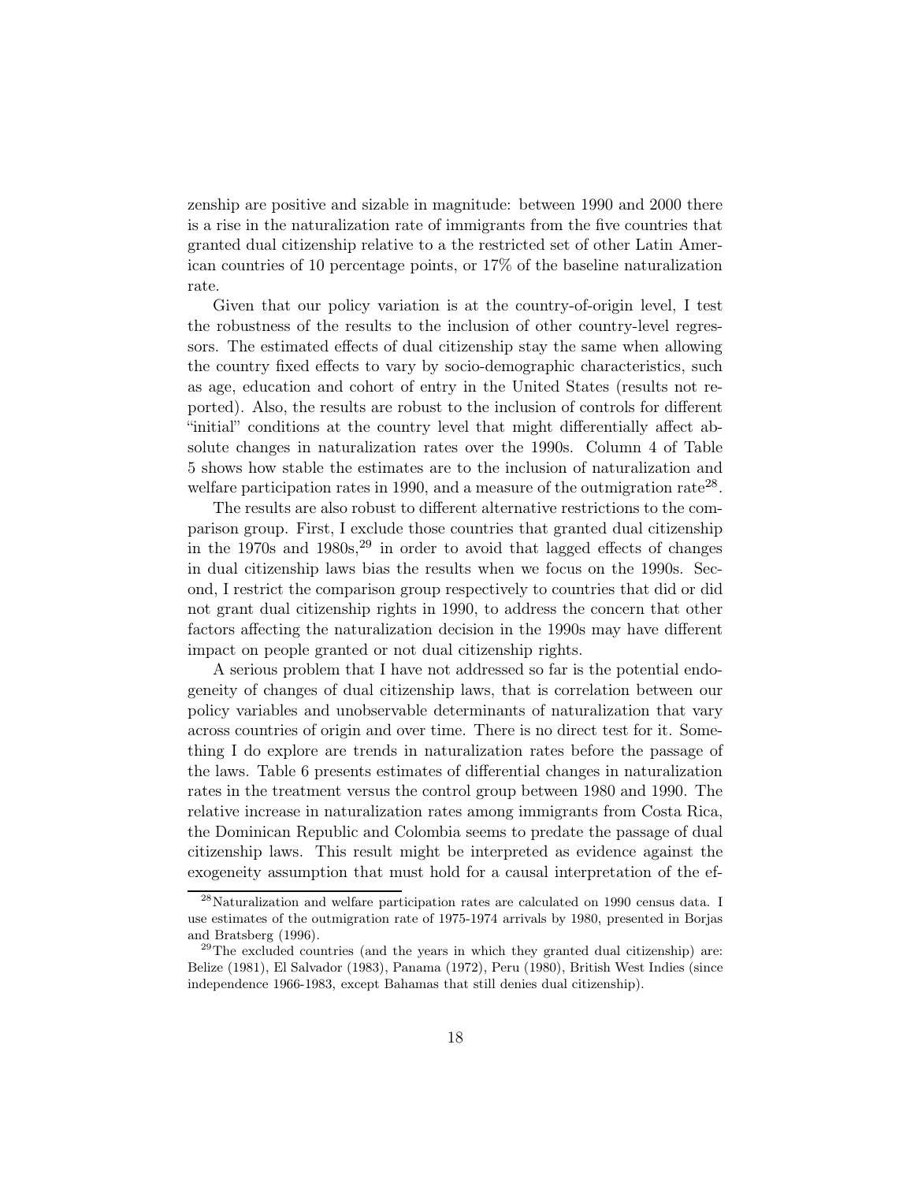zenship are positive and sizable in magnitude: between 1990 and 2000 there is a rise in the naturalization rate of immigrants from the five countries that granted dual citizenship relative to a the restricted set of other Latin American countries of 10 percentage points, or 17% of the baseline naturalization rate.

Given that our policy variation is at the country-of-origin level, I test the robustness of the results to the inclusion of other country-level regressors. The estimated effects of dual citizenship stay the same when allowing the country fixed effects to vary by socio-demographic characteristics, such as age, education and cohort of entry in the United States (results not reported). Also, the results are robust to the inclusion of controls for different "initial" conditions at the country level that might differentially affect absolute changes in naturalization rates over the 1990s. Column 4 of Table 5 shows how stable the estimates are to the inclusion of naturalization and welfare participation rates in 1990, and a measure of the outmigration rate[28].

The results are also robust to different alternative restrictions to the comparison group. First, I exclude those countries that granted dual citizenship in the 1970s and 1980s,[29] in order to avoid that lagged effects of changes in dual citizenship laws bias the results when we focus on the 1990s. Second, I restrict the comparison group respectively to countries that did or did not grant dual citizenship rights in 1990, to address the concern that other factors affecting the naturalization decision in the 1990s may have different impact on people granted or not dual citizenship rights.

A serious problem that I have not addressed so far is the potential endogeneity of changes of dual citizenship laws, that is correlation between our policy variables and unobservable determinants of naturalization that vary across countries of origin and over time. There is no direct test for it. Something I do explore are trends in naturalization rates before the passage of the laws. Table 6 presents estimates of differential changes in naturalization rates in the treatment versus the control group between 1980 and 1990. The relative increase in naturalization rates among immigrants from Costa Rica, the Dominican Republic and Colombia seems to predate the passage of dual citizenship laws. This result might be interpreted as evidence against the exogeneity assumption that must hold for a causal interpretation of the ef-

[28] Naturalization and welfare participation rates are calculated on 1990 census data. I use estimates of the outmigration rate of 1975-1974 arrivals by 1980, presented in Borjas and Bratsberg (1996).

[29] The excluded countries (and the years in which they granted dual citizenship) are: Belize (1981), El Salvador (1983), Panama (1972), Peru (1980), British West Indies (since independence 1966-1983, except Bahamas that still denies dual citizenship).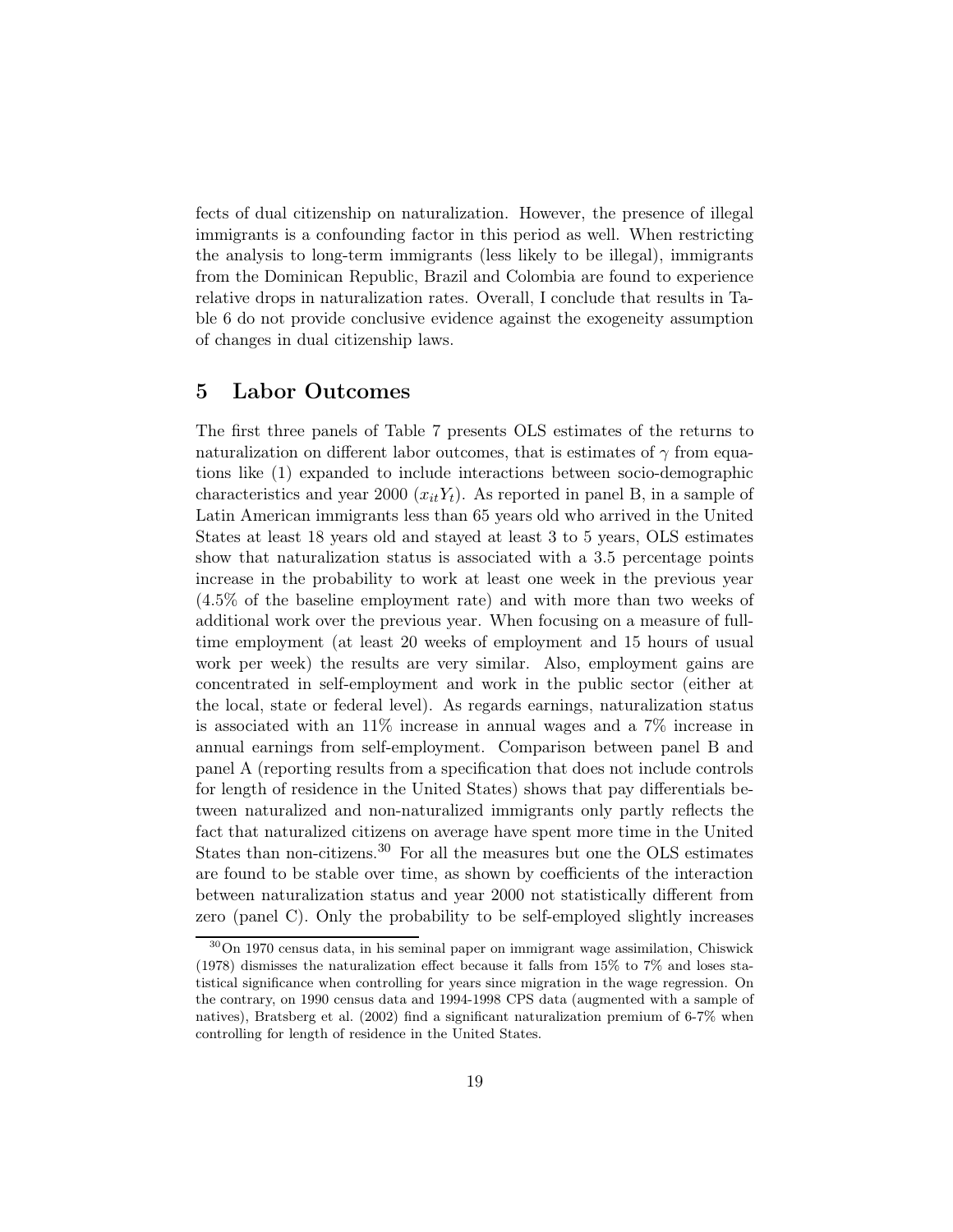fects of dual citizenship on naturalization. However, the presence of illegal immigrants is a confounding factor in this period as well. When restricting the analysis to long-term immigrants (less likely to be illegal), immigrants from the Dominican Republic, Brazil and Colombia are found to experience relative drops in naturalization rates. Overall, I conclude that results in Table 6 do not provide conclusive evidence against the exogeneity assumption of changes in dual citizenship laws.

## 5 Labor Outcomes

The first three panels of Table 7 presents OLS estimates of the returns to naturalization on different labor outcomes, that is estimates of $\gamma$ from equations like (1) expanded to include interactions between socio-demographic characteristics and year 2000 ($x_{it}Y_t$). As reported in panel B, in a sample of Latin American immigrants less than 65 years old who arrived in the United States at least 18 years old and stayed at least 3 to 5 years, OLS estimates show that naturalization status is associated with a 3.5 percentage points increase in the probability to work at least one week in the previous year (4.5% of the baseline employment rate) and with more than two weeks of additional work over the previous year. When focusing on a measure of full-time employment (at least 20 weeks of employment and 15 hours of usual work per week) the results are very similar. Also, employment gains are concentrated in self-employment and work in the public sector (either at the local, state or federal level). As regards earnings, naturalization status is associated with an 11% increase in annual wages and a 7% increase in annual earnings from self-employment. Comparison between panel B and panel A (reporting results from a specification that does not include controls for length of residence in the United States) shows that pay differentials between naturalized and non-naturalized immigrants only partly reflects the fact that naturalized citizens on average have spent more time in the United States than non-citizens.[30] For all the measures but one the OLS estimates are found to be stable over time, as shown by coefficients of the interaction between naturalization status and year 2000 not statistically different from zero (panel C). Only the probability to be self-employed slightly increases

[30] On 1970 census data, in his seminal paper on immigrant wage assimilation, Chiswick (1978) dismisses the naturalization effect because it falls from 15% to 7% and loses statistical significance when controlling for years since migration in the wage regression. On the contrary, on 1990 census data and 1994-1998 CPS data (augmented with a sample of natives), Bratsberg et al. (2002) find a significant naturalization premium of 6-7% when controlling for length of residence in the United States.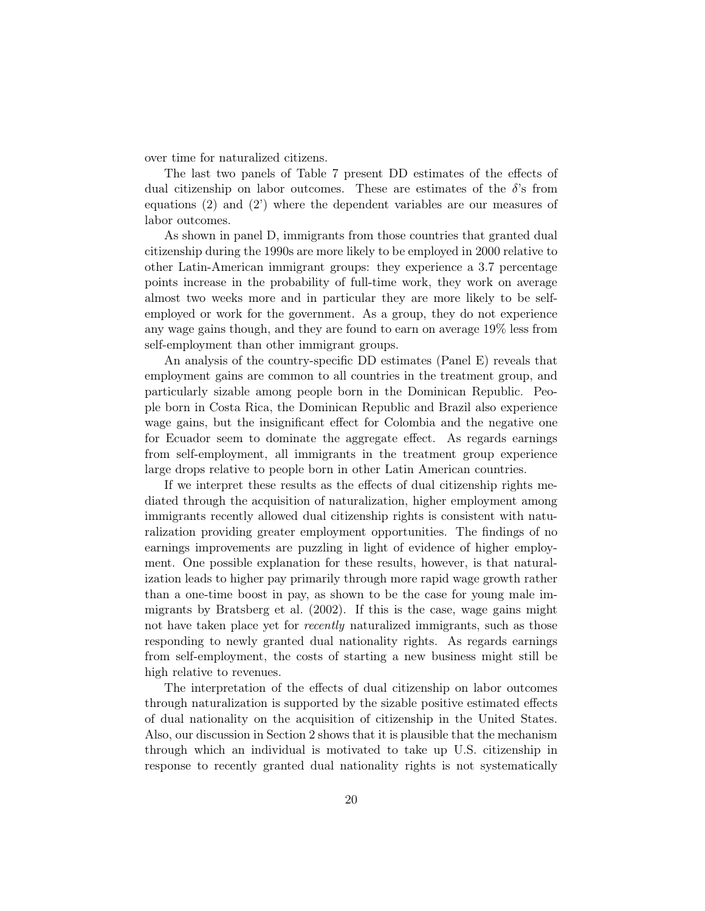over time for naturalized citizens.

The last two panels of Table 7 present DD estimates of the effects of dual citizenship on labor outcomes. These are estimates of the $\delta$'s from equations (2) and (2') where the dependent variables are our measures of labor outcomes.

As shown in panel D, immigrants from those countries that granted dual citizenship during the 1990s are more likely to be employed in 2000 relative to other Latin-American immigrant groups: they experience a 3.7 percentage points increase in the probability of full-time work, they work on average almost two weeks more and in particular they are more likely to be self-employed or work for the government. As a group, they do not experience any wage gains though, and they are found to earn on average 19% less from self-employment than other immigrant groups.

An analysis of the country-specific DD estimates (Panel E) reveals that employment gains are common to all countries in the treatment group, and particularly sizable among people born in the Dominican Republic. People born in Costa Rica, the Dominican Republic and Brazil also experience wage gains, but the insignificant effect for Colombia and the negative one for Ecuador seem to dominate the aggregate effect. As regards earnings from self-employment, all immigrants in the treatment group experience large drops relative to people born in other Latin American countries.

If we interpret these results as the effects of dual citizenship rights mediated through the acquisition of naturalization, higher employment among immigrants recently allowed dual citizenship rights is consistent with naturalization providing greater employment opportunities. The findings of no earnings improvements are puzzling in light of evidence of higher employment. One possible explanation for these results, however, is that naturalization leads to higher pay primarily through more rapid wage growth rather than a one-time boost in pay, as shown to be the case for young male immigrants by Bratsberg et al. (2002). If this is the case, wage gains might not have taken place yet for *recently* naturalized immigrants, such as those responding to newly granted dual nationality rights. As regards earnings from self-employment, the costs of starting a new business might still be high relative to revenues.

The interpretation of the effects of dual citizenship on labor outcomes through naturalization is supported by the sizable positive estimated effects of dual nationality on the acquisition of citizenship in the United States. Also, our discussion in Section 2 shows that it is plausible that the mechanism through which an individual is motivated to take up U.S. citizenship in response to recently granted dual nationality rights is not systematically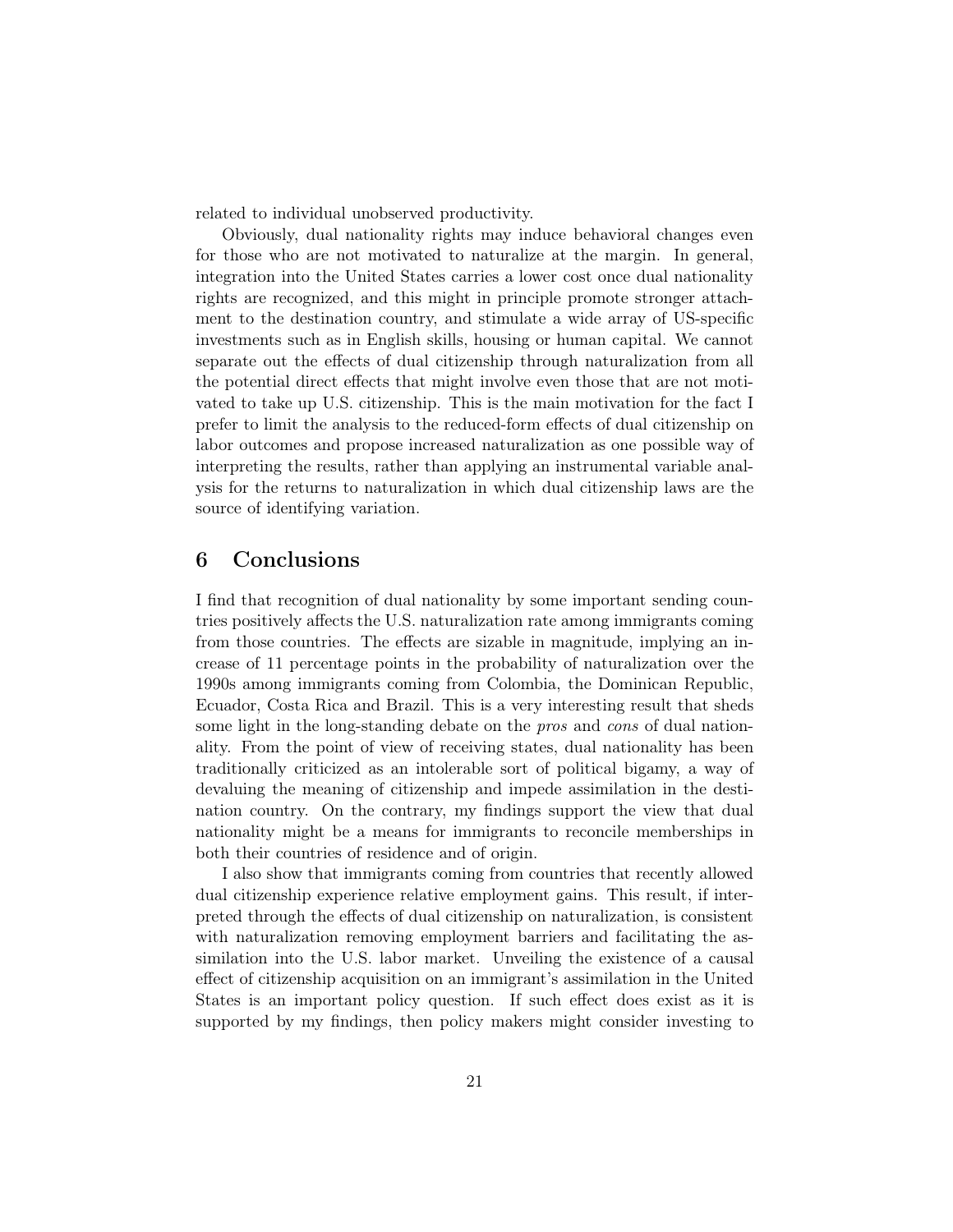related to individual unobserved productivity.

Obviously, dual nationality rights may induce behavioral changes even for those who are not motivated to naturalize at the margin. In general, integration into the United States carries a lower cost once dual nationality rights are recognized, and this might in principle promote stronger attachment to the destination country, and stimulate a wide array of US-specific investments such as in English skills, housing or human capital. We cannot separate out the effects of dual citizenship through naturalization from all the potential direct effects that might involve even those that are not motivated to take up U.S. citizenship. This is the main motivation for the fact I prefer to limit the analysis to the reduced-form effects of dual citizenship on labor outcomes and propose increased naturalization as one possible way of interpreting the results, rather than applying an instrumental variable analysis for the returns to naturalization in which dual citizenship laws are the source of identifying variation.

## 6 Conclusions

I find that recognition of dual nationality by some important sending countries positively affects the U.S. naturalization rate among immigrants coming from those countries. The effects are sizable in magnitude, implying an increase of 11 percentage points in the probability of naturalization over the 1990s among immigrants coming from Colombia, the Dominican Republic, Ecuador, Costa Rica and Brazil. This is a very interesting result that sheds some light in the long-standing debate on the *pros* and *cons* of dual nationality. From the point of view of receiving states, dual nationality has been traditionally criticized as an intolerable sort of political bigamy, a way of devaluing the meaning of citizenship and impede assimilation in the destination country. On the contrary, my findings support the view that dual nationality might be a means for immigrants to reconcile memberships in both their countries of residence and of origin.

I also show that immigrants coming from countries that recently allowed dual citizenship experience relative employment gains. This result, if interpreted through the effects of dual citizenship on naturalization, is consistent with naturalization removing employment barriers and facilitating the assimilation into the U.S. labor market. Unveiling the existence of a causal effect of citizenship acquisition on an immigrant's assimilation in the United States is an important policy question. If such effect does exist as it is supported by my findings, then policy makers might consider investing to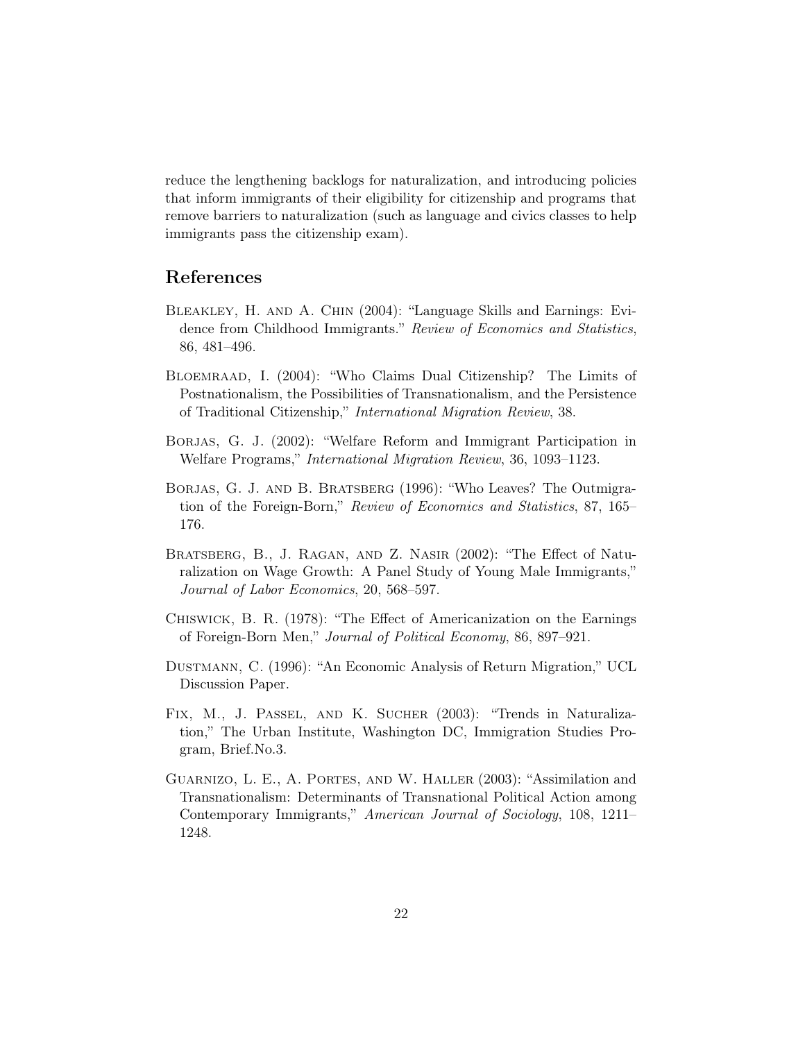reduce the lengthening backlogs for naturalization, and introducing policies that inform immigrants of their eligibility for citizenship and programs that remove barriers to naturalization (such as language and civics classes to help immigrants pass the citizenship exam).

## References

Bleakley, H. and A. Chin (2004): "Language Skills and Earnings: Evidence from Childhood Immigrants." *Review of Economics and Statistics*, 86, 481–496.

Bloemraad, I. (2004): "Who Claims Dual Citizenship? The Limits of Postnationalism, the Possibilities of Transnationalism, and the Persistence of Traditional Citizenship," *International Migration Review*, 38.

Borjas, G. J. (2002): "Welfare Reform and Immigrant Participation in Welfare Programs," *International Migration Review*, 36, 1093–1123.

Borjas, G. J. and B. Bratsberg (1996): "Who Leaves? The Outmigration of the Foreign-Born," *Review of Economics and Statistics*, 87, 165–176.

Bratsberg, B., J. Ragan, and Z. Nasir (2002): "The Effect of Naturalization on Wage Growth: A Panel Study of Young Male Immigrants," *Journal of Labor Economics*, 20, 568–597.

Chiswick, B. R. (1978): "The Effect of Americanization on the Earnings of Foreign-Born Men," *Journal of Political Economy*, 86, 897–921.

Dustmann, C. (1996): "An Economic Analysis of Return Migration," UCL Discussion Paper.

Fix, M., J. Passel, and K. Sucher (2003): "Trends in Naturalization," The Urban Institute, Washington DC, Immigration Studies Program, Brief.No.3.

Guarnizo, L. E., A. Portes, and W. Haller (2003): "Assimilation and Transnationalism: Determinants of Transnational Political Action among Contemporary Immigrants," *American Journal of Sociology*, 108, 1211–1248.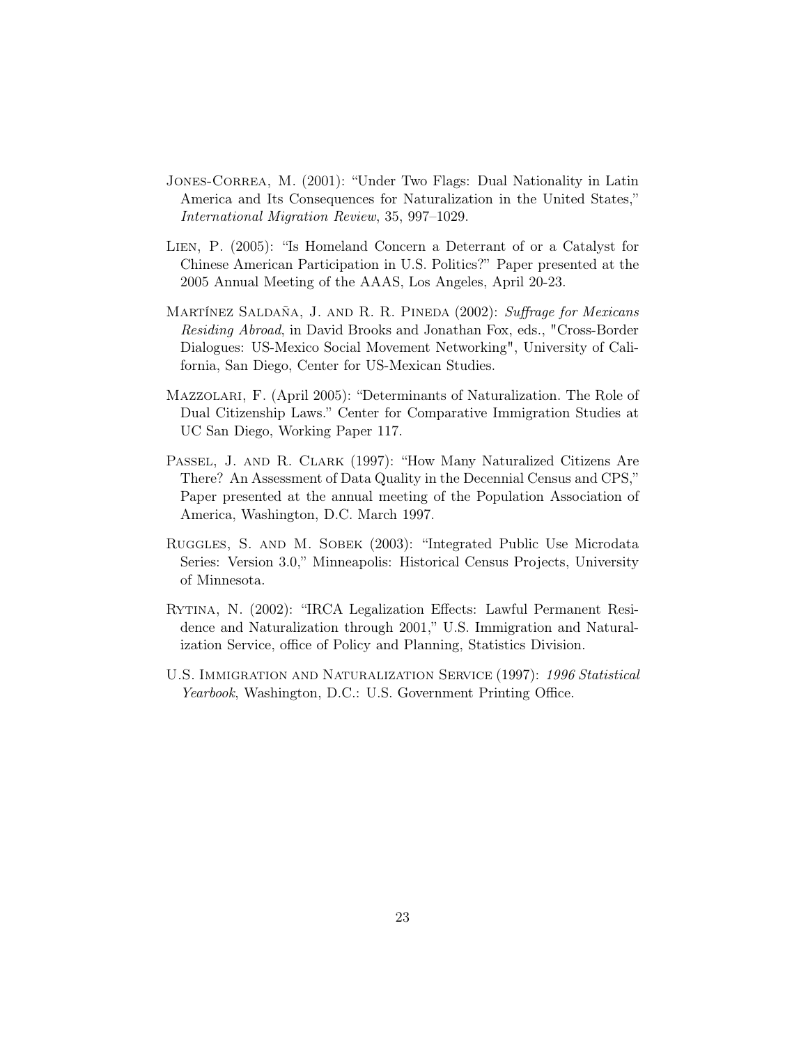Jones-Correa, M. (2001): "Under Two Flags: Dual Nationality in Latin America and Its Consequences for Naturalization in the United States," *International Migration Review*, 35, 997–1029.

Lien, P. (2005): "Is Homeland Concern a Deterrant of or a Catalyst for Chinese American Participation in U.S. Politics?" Paper presented at the 2005 Annual Meeting of the AAAS, Los Angeles, April 20-23.

Martínez Saldaña, J. and R. R. Pineda (2002): *Suffrage for Mexicans Residing Abroad*, in David Brooks and Jonathan Fox, eds., "Cross-Border Dialogues: US-Mexico Social Movement Networking", University of California, San Diego, Center for US-Mexican Studies.

Mazzolari, F. (April 2005): "Determinants of Naturalization. The Role of Dual Citizenship Laws." Center for Comparative Immigration Studies at UC San Diego, Working Paper 117.

Passel, J. and R. Clark (1997): "How Many Naturalized Citizens Are There? An Assessment of Data Quality in the Decennial Census and CPS," Paper presented at the annual meeting of the Population Association of America, Washington, D.C. March 1997.

Ruggles, S. and M. Sobek (2003): "Integrated Public Use Microdata Series: Version 3.0," Minneapolis: Historical Census Projects, University of Minnesota.

Rytina, N. (2002): "IRCA Legalization Effects: Lawful Permanent Residence and Naturalization through 2001," U.S. Immigration and Naturalization Service, office of Policy and Planning, Statistics Division.

U.S. Immigration and Naturalization Service (1997): *1996 Statistical Yearbook*, Washington, D.C.: U.S. Government Printing Office.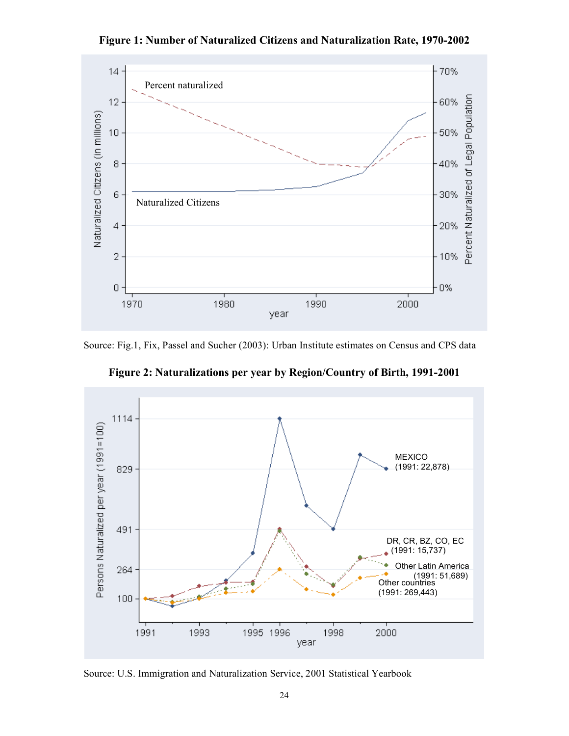**Figure 1: Number of Naturalized Citizens and Naturalization Rate, 1970-2002**

Source: Fig.1, Fix, Passel and Sucher (2003): Urban Institute estimates on Census and CPS data

**Figure 2: Naturalizations per year by Region/Country of Birth, 1991-2001**

Source: U.S. Immigration and Naturalization Service, 2001 Statistical Yearbook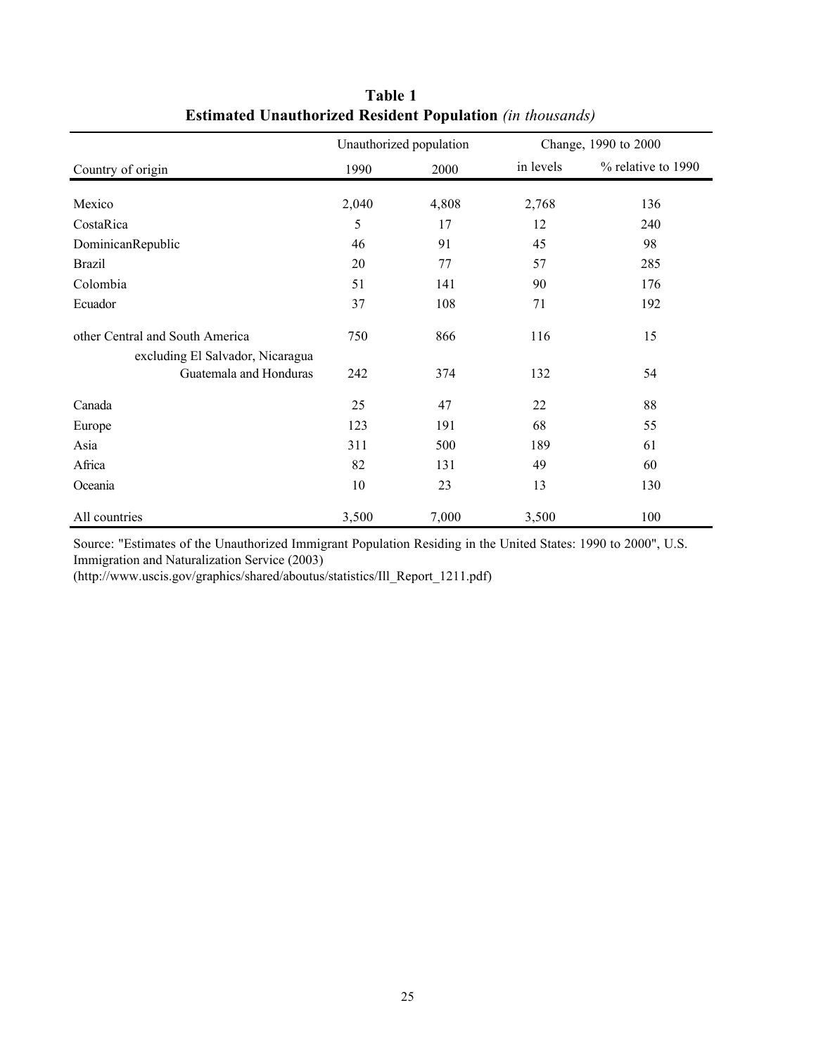**Table 1**
**Estimated Unauthorized Resident Population** *(in thousands)*

| Country of origin | Unauthorized population | | Change, 1990 to 2000 | |
|---|---|---|---|---|
| | 1990 | 2000 | in levels | % relative to 1990 |
| Mexico | 2,040 | 4,808 | 2,768 | 136 |
| CostaRica | 5 | 17 | 12 | 240 |
| DominicanRepublic | 46 | 91 | 45 | 98 |
| Brazil | 20 | 77 | 57 | 285 |
| Colombia | 51 | 141 | 90 | 176 |
| Ecuador | 37 | 108 | 71 | 192 |
| other Central and South America | 750 | 866 | 116 | 15 |
| excluding El Salvador, Nicaragua Guatemala and Honduras | 242 | 374 | 132 | 54 |
| Canada | 25 | 47 | 22 | 88 |
| Europe | 123 | 191 | 68 | 55 |
| Asia | 311 | 500 | 189 | 61 |
| Africa | 82 | 131 | 49 | 60 |
| Oceania | 10 | 23 | 13 | 130 |
| All countries | 3,500 | 7,000 | 3,500 | 100 |

Source: "Estimates of the Unauthorized Immigrant Population Residing in the United States: 1990 to 2000", U.S. Immigration and Naturalization Service (2003)
(http://www.uscis.gov/graphics/shared/aboutus/statistics/Ill_Report_1211.pdf)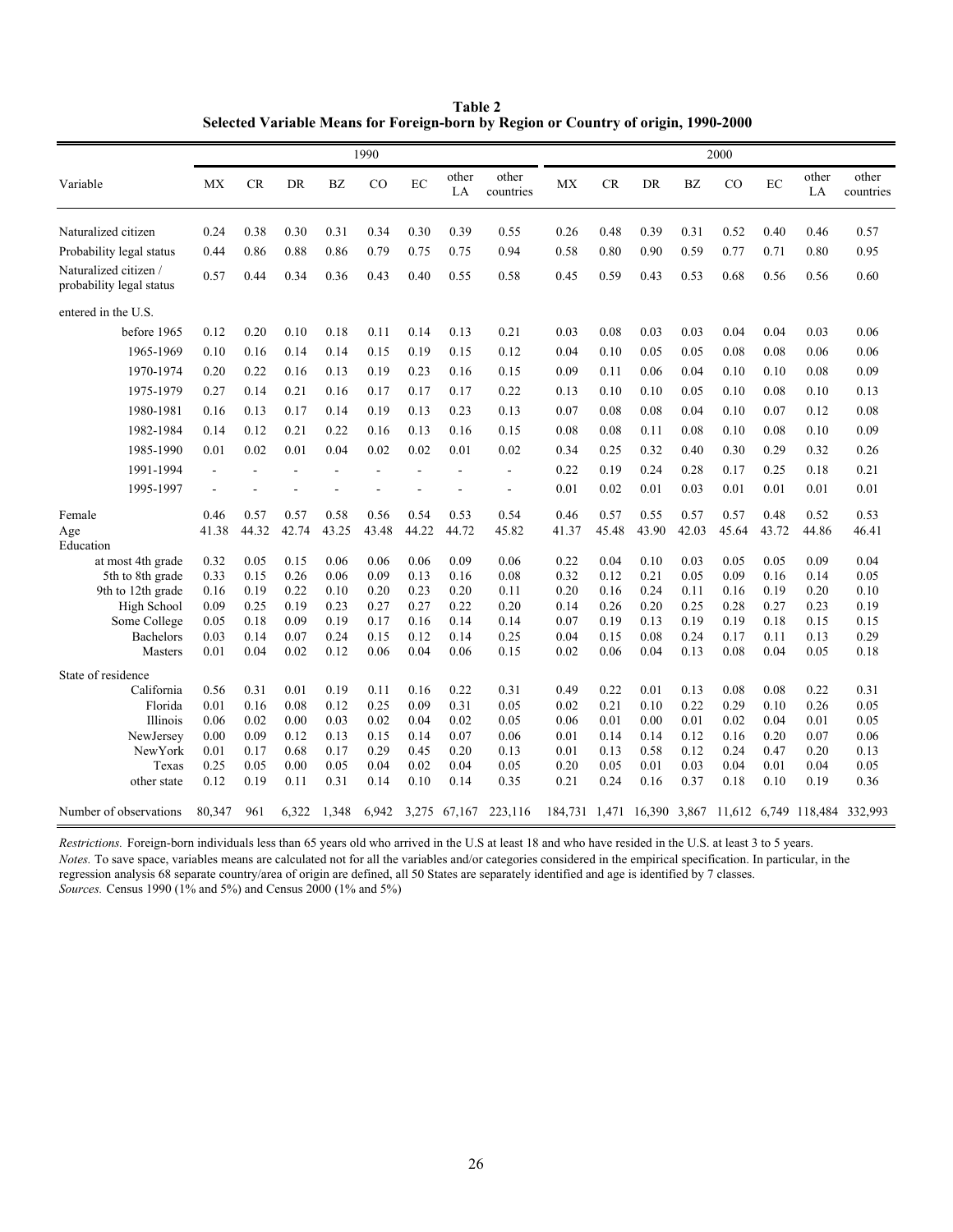**Table 2**
**Selected Variable Means for Foreign-born by Region or Country of origin, 1990-2000**

| Variable | 1990 | | | | | | | | 2000 | | | | | | | |
|---|---|---|---|---|---|---|---|---|---|---|---|---|---|---|---|---|
| | MX | CR | DR | BZ | CO | EC | other LA | other countries | MX | CR | DR | BZ | CO | EC | other LA | other countries |
| Naturalized citizen | 0.24 | 0.38 | 0.30 | 0.31 | 0.34 | 0.30 | 0.39 | 0.55 | 0.26 | 0.48 | 0.39 | 0.31 | 0.52 | 0.40 | 0.46 | 0.57 |
| Probability legal status | 0.44 | 0.86 | 0.88 | 0.86 | 0.79 | 0.75 | 0.75 | 0.94 | 0.58 | 0.80 | 0.90 | 0.59 | 0.77 | 0.71 | 0.80 | 0.95 |
| Naturalized citizen / probability legal status | 0.57 | 0.44 | 0.34 | 0.36 | 0.43 | 0.40 | 0.55 | 0.58 | 0.45 | 0.59 | 0.43 | 0.53 | 0.68 | 0.56 | 0.56 | 0.60 |
| entered in the U.S. | | | | | | | | | | | | | | | | |
| before 1965 | 0.12 | 0.20 | 0.10 | 0.18 | 0.11 | 0.14 | 0.13 | 0.21 | 0.03 | 0.08 | 0.03 | 0.03 | 0.04 | 0.04 | 0.03 | 0.06 |
| 1965-1969 | 0.10 | 0.16 | 0.14 | 0.14 | 0.15 | 0.19 | 0.15 | 0.12 | 0.04 | 0.10 | 0.05 | 0.05 | 0.08 | 0.08 | 0.06 | 0.06 |
| 1970-1974 | 0.20 | 0.22 | 0.16 | 0.13 | 0.19 | 0.23 | 0.16 | 0.15 | 0.09 | 0.11 | 0.06 | 0.04 | 0.10 | 0.10 | 0.08 | 0.09 |
| 1975-1979 | 0.27 | 0.14 | 0.21 | 0.16 | 0.17 | 0.17 | 0.17 | 0.22 | 0.13 | 0.10 | 0.10 | 0.05 | 0.10 | 0.08 | 0.10 | 0.13 |
| 1980-1981 | 0.16 | 0.13 | 0.17 | 0.14 | 0.19 | 0.13 | 0.23 | 0.13 | 0.07 | 0.08 | 0.08 | 0.04 | 0.10 | 0.07 | 0.12 | 0.08 |
| 1982-1984 | 0.14 | 0.12 | 0.21 | 0.22 | 0.16 | 0.13 | 0.16 | 0.15 | 0.08 | 0.08 | 0.11 | 0.08 | 0.10 | 0.08 | 0.10 | 0.09 |
| 1985-1990 | 0.01 | 0.02 | 0.01 | 0.04 | 0.02 | 0.02 | 0.01 | 0.02 | 0.34 | 0.25 | 0.32 | 0.40 | 0.30 | 0.29 | 0.32 | 0.26 |
| 1991-1994 | - | - | - | - | - | - | - | - | 0.22 | 0.19 | 0.24 | 0.28 | 0.17 | 0.25 | 0.18 | 0.21 |
| 1995-1997 | - | - | - | - | - | - | - | - | 0.01 | 0.02 | 0.01 | 0.03 | 0.01 | 0.01 | 0.01 | 0.01 |
| Female | 0.46 | 0.57 | 0.57 | 0.58 | 0.56 | 0.54 | 0.53 | 0.54 | 0.46 | 0.57 | 0.55 | 0.57 | 0.57 | 0.48 | 0.52 | 0.53 |
| Age | 41.38 | 44.32 | 42.74 | 43.25 | 43.48 | 44.22 | 44.72 | 45.82 | 41.37 | 45.48 | 43.90 | 42.03 | 45.64 | 43.72 | 44.86 | 46.41 |
| Education | | | | | | | | | | | | | | | | |
| at most 4th grade | 0.32 | 0.05 | 0.15 | 0.06 | 0.06 | 0.06 | 0.09 | 0.06 | 0.22 | 0.04 | 0.10 | 0.03 | 0.05 | 0.05 | 0.09 | 0.04 |
| 5th to 8th grade | 0.33 | 0.15 | 0.26 | 0.06 | 0.09 | 0.13 | 0.16 | 0.08 | 0.32 | 0.12 | 0.21 | 0.05 | 0.09 | 0.16 | 0.14 | 0.05 |
| 9th to 12th grade | 0.16 | 0.19 | 0.22 | 0.10 | 0.20 | 0.23 | 0.20 | 0.11 | 0.20 | 0.16 | 0.24 | 0.11 | 0.16 | 0.19 | 0.20 | 0.10 |
| High School | 0.09 | 0.25 | 0.19 | 0.23 | 0.27 | 0.27 | 0.22 | 0.20 | 0.14 | 0.26 | 0.20 | 0.25 | 0.28 | 0.27 | 0.23 | 0.19 |
| Some College | 0.05 | 0.18 | 0.09 | 0.19 | 0.17 | 0.16 | 0.14 | 0.14 | 0.07 | 0.19 | 0.13 | 0.19 | 0.19 | 0.18 | 0.15 | 0.15 |
| Bachelors | 0.03 | 0.14 | 0.07 | 0.24 | 0.15 | 0.12 | 0.14 | 0.25 | 0.04 | 0.15 | 0.08 | 0.24 | 0.17 | 0.11 | 0.13 | 0.29 |
| Masters | 0.01 | 0.04 | 0.02 | 0.12 | 0.06 | 0.04 | 0.06 | 0.15 | 0.02 | 0.06 | 0.04 | 0.13 | 0.08 | 0.04 | 0.05 | 0.18 |
| State of residence | | | | | | | | | | | | | | | | |
| California | 0.56 | 0.31 | 0.01 | 0.19 | 0.11 | 0.16 | 0.22 | 0.31 | 0.49 | 0.22 | 0.01 | 0.13 | 0.08 | 0.08 | 0.22 | 0.31 |
| Florida | 0.01 | 0.16 | 0.08 | 0.12 | 0.25 | 0.09 | 0.31 | 0.05 | 0.02 | 0.21 | 0.10 | 0.22 | 0.29 | 0.10 | 0.26 | 0.05 |
| Illinois | 0.06 | 0.02 | 0.00 | 0.03 | 0.02 | 0.04 | 0.02 | 0.05 | 0.06 | 0.01 | 0.00 | 0.01 | 0.02 | 0.04 | 0.01 | 0.05 |
| NewJersey | 0.00 | 0.09 | 0.12 | 0.13 | 0.15 | 0.14 | 0.07 | 0.06 | 0.01 | 0.14 | 0.14 | 0.12 | 0.16 | 0.20 | 0.07 | 0.06 |
| NewYork | 0.01 | 0.17 | 0.68 | 0.17 | 0.29 | 0.45 | 0.20 | 0.13 | 0.01 | 0.13 | 0.58 | 0.12 | 0.24 | 0.47 | 0.20 | 0.13 |
| Texas | 0.25 | 0.05 | 0.00 | 0.05 | 0.04 | 0.02 | 0.04 | 0.05 | 0.20 | 0.05 | 0.01 | 0.03 | 0.04 | 0.01 | 0.04 | 0.05 |
| other state | 0.12 | 0.19 | 0.11 | 0.31 | 0.14 | 0.10 | 0.14 | 0.35 | 0.21 | 0.24 | 0.16 | 0.37 | 0.18 | 0.10 | 0.19 | 0.36 |
| Number of observations | 80,347 | 961 | 6,322 | 1,348 | 6,942 | 3,275 | 67,167 | 223,116 | 184,731 | 1,471 | 16,390 | 3,867 | 11,612 | 6,749 | 118,484 | 332,993 |

*Restrictions.* Foreign-born individuals less than 65 years old who arrived in the U.S at least 18 and who have resided in the U.S. at least 3 to 5 years.
*Notes.* To save space, variables means are calculated not for all the variables and/or categories considered in the empirical specification. In particular, in the regression analysis 68 separate country/area of origin are defined, all 50 States are separately identified and age is identified by 7 classes.
*Sources.* Census 1990 (1% and 5%) and Census 2000 (1% and 5%)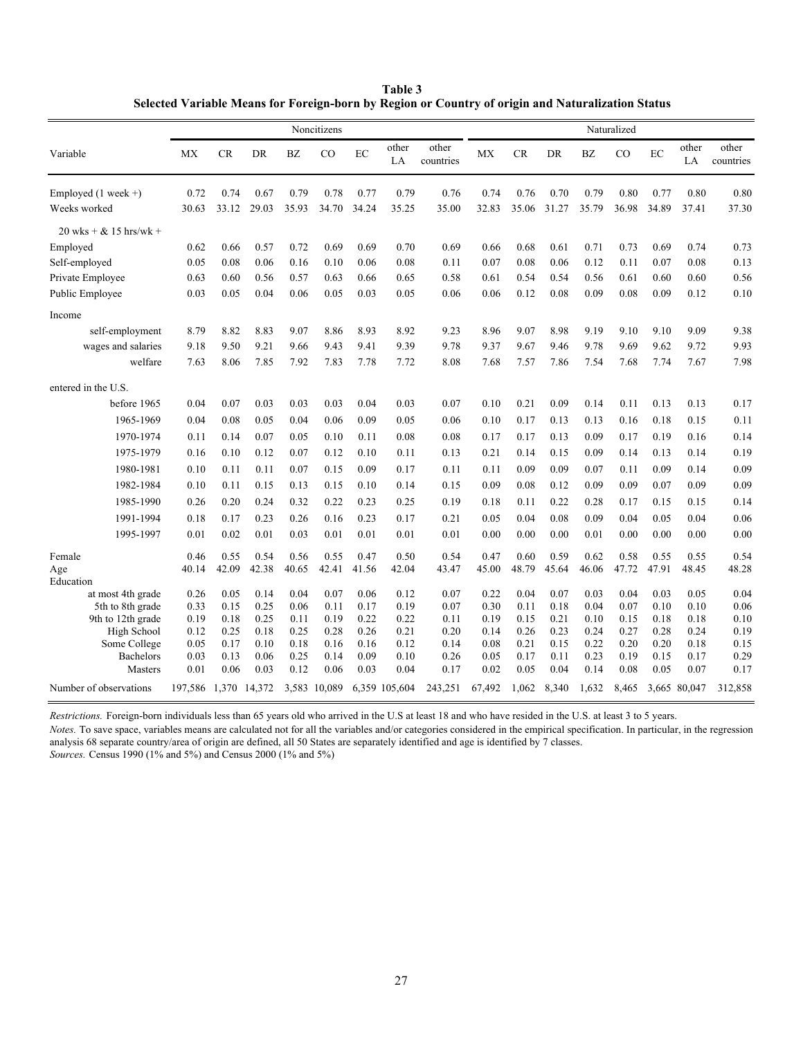**Table 3**
**Selected Variable Means for Foreign-born by Region or Country of origin and Naturalization Status**

| Variable | Noncitizens | | | | | | | | Naturalized | | | | | | | |
|---|---|---|---|---|---|---|---|---|---|---|---|---|---|---|---|---|
| | MX | CR | DR | BZ | CO | EC | other LA | other countries | MX | CR | DR | BZ | CO | EC | other LA | other countries |
| Employed (1 week +) | 0.72 | 0.74 | 0.67 | 0.79 | 0.78 | 0.77 | 0.79 | 0.76 | 0.74 | 0.76 | 0.70 | 0.79 | 0.80 | 0.77 | 0.80 | 0.80 |
| Weeks worked | 30.63 | 33.12 | 29.03 | 35.93 | 34.70 | 34.24 | 35.25 | 35.00 | 32.83 | 35.06 | 31.27 | 35.79 | 36.98 | 34.89 | 37.41 | 37.30 |
| 20 wks + & 15 hrs/wk + | | | | | | | | | | | | | | | | |
| Employed | 0.62 | 0.66 | 0.57 | 0.72 | 0.69 | 0.69 | 0.70 | 0.69 | 0.66 | 0.68 | 0.61 | 0.71 | 0.73 | 0.69 | 0.74 | 0.73 |
| Self-employed | 0.05 | 0.08 | 0.06 | 0.16 | 0.10 | 0.06 | 0.08 | 0.11 | 0.07 | 0.08 | 0.06 | 0.12 | 0.11 | 0.07 | 0.08 | 0.13 |
| Private Employee | 0.63 | 0.60 | 0.56 | 0.57 | 0.63 | 0.66 | 0.65 | 0.58 | 0.61 | 0.54 | 0.54 | 0.56 | 0.61 | 0.60 | 0.60 | 0.56 |
| Public Employee | 0.03 | 0.05 | 0.04 | 0.06 | 0.05 | 0.03 | 0.05 | 0.06 | 0.06 | 0.12 | 0.08 | 0.09 | 0.08 | 0.09 | 0.12 | 0.10 |
| Income | | | | | | | | | | | | | | | | |
| self-employment | 8.79 | 8.82 | 8.83 | 9.07 | 8.86 | 8.93 | 8.92 | 9.23 | 8.96 | 9.07 | 8.98 | 9.19 | 9.10 | 9.10 | 9.09 | 9.38 |
| wages and salaries | 9.18 | 9.50 | 9.21 | 9.66 | 9.43 | 9.41 | 9.39 | 9.78 | 9.37 | 9.67 | 9.46 | 9.78 | 9.69 | 9.62 | 9.72 | 9.93 |
| welfare | 7.63 | 8.06 | 7.85 | 7.92 | 7.83 | 7.78 | 7.72 | 8.08 | 7.68 | 7.57 | 7.86 | 7.54 | 7.68 | 7.74 | 7.67 | 7.98 |
| entered in the U.S. | | | | | | | | | | | | | | | | |
| before 1965 | 0.04 | 0.07 | 0.03 | 0.03 | 0.03 | 0.04 | 0.03 | 0.07 | 0.10 | 0.21 | 0.09 | 0.14 | 0.11 | 0.13 | 0.13 | 0.17 |
| 1965-1969 | 0.04 | 0.08 | 0.05 | 0.04 | 0.06 | 0.09 | 0.05 | 0.06 | 0.10 | 0.17 | 0.13 | 0.13 | 0.16 | 0.18 | 0.15 | 0.11 |
| 1970-1974 | 0.11 | 0.14 | 0.07 | 0.05 | 0.10 | 0.11 | 0.08 | 0.08 | 0.17 | 0.17 | 0.13 | 0.09 | 0.17 | 0.19 | 0.16 | 0.14 |
| 1975-1979 | 0.16 | 0.10 | 0.12 | 0.07 | 0.12 | 0.10 | 0.11 | 0.13 | 0.21 | 0.14 | 0.15 | 0.09 | 0.14 | 0.13 | 0.14 | 0.19 |
| 1980-1981 | 0.10 | 0.11 | 0.11 | 0.07 | 0.15 | 0.09 | 0.17 | 0.11 | 0.11 | 0.09 | 0.09 | 0.07 | 0.11 | 0.09 | 0.14 | 0.09 |
| 1982-1984 | 0.10 | 0.11 | 0.15 | 0.13 | 0.15 | 0.10 | 0.14 | 0.15 | 0.09 | 0.08 | 0.12 | 0.09 | 0.09 | 0.07 | 0.09 | 0.09 |
| 1985-1990 | 0.26 | 0.20 | 0.24 | 0.32 | 0.22 | 0.23 | 0.25 | 0.19 | 0.18 | 0.11 | 0.22 | 0.28 | 0.17 | 0.15 | 0.15 | 0.14 |
| 1991-1994 | 0.18 | 0.17 | 0.23 | 0.26 | 0.16 | 0.23 | 0.17 | 0.21 | 0.05 | 0.04 | 0.08 | 0.09 | 0.04 | 0.05 | 0.04 | 0.06 |
| 1995-1997 | 0.01 | 0.02 | 0.01 | 0.03 | 0.01 | 0.01 | 0.01 | 0.01 | 0.00 | 0.00 | 0.00 | 0.01 | 0.00 | 0.00 | 0.00 | 0.00 |
| Female | 0.46 | 0.55 | 0.54 | 0.56 | 0.55 | 0.47 | 0.50 | 0.54 | 0.47 | 0.60 | 0.59 | 0.62 | 0.58 | 0.55 | 0.55 | 0.54 |
| Age | 40.14 | 42.09 | 42.38 | 40.65 | 42.41 | 41.56 | 42.04 | 43.47 | 45.00 | 48.79 | 45.64 | 46.06 | 47.72 | 47.91 | 48.45 | 48.28 |
| Education | | | | | | | | | | | | | | | | |
| at most 4th grade | 0.26 | 0.05 | 0.14 | 0.04 | 0.07 | 0.06 | 0.12 | 0.07 | 0.22 | 0.04 | 0.07 | 0.03 | 0.04 | 0.03 | 0.05 | 0.04 |
| 5th to 8th grade | 0.33 | 0.15 | 0.25 | 0.06 | 0.11 | 0.17 | 0.19 | 0.07 | 0.30 | 0.11 | 0.18 | 0.04 | 0.07 | 0.10 | 0.10 | 0.06 |
| 9th to 12th grade | 0.19 | 0.18 | 0.25 | 0.11 | 0.19 | 0.22 | 0.22 | 0.11 | 0.19 | 0.15 | 0.21 | 0.10 | 0.15 | 0.18 | 0.18 | 0.10 |
| High School | 0.12 | 0.25 | 0.18 | 0.25 | 0.28 | 0.26 | 0.21 | 0.20 | 0.14 | 0.26 | 0.23 | 0.24 | 0.27 | 0.28 | 0.24 | 0.19 |
| Some College | 0.05 | 0.17 | 0.10 | 0.18 | 0.16 | 0.16 | 0.12 | 0.14 | 0.08 | 0.21 | 0.15 | 0.22 | 0.20 | 0.20 | 0.18 | 0.15 |
| Bachelors | 0.03 | 0.13 | 0.06 | 0.25 | 0.14 | 0.09 | 0.10 | 0.26 | 0.05 | 0.17 | 0.11 | 0.23 | 0.19 | 0.15 | 0.17 | 0.29 |
| Masters | 0.01 | 0.06 | 0.03 | 0.12 | 0.06 | 0.03 | 0.04 | 0.17 | 0.02 | 0.05 | 0.04 | 0.14 | 0.08 | 0.05 | 0.07 | 0.17 |
| Number of observations | 197,586 | 1,370 | 14,372 | 3,583 | 10,089 | 6,359 | 105,604 | 243,251 | 67,492 | 1,062 | 8,340 | 1,632 | 8,465 | 3,665 | 80,047 | 312,858 |

*Restrictions.* Foreign-born individuals less than 65 years old who arrived in the U.S at least 18 and who have resided in the U.S. at least 3 to 5 years.

*Notes.* To save space, variables means are calculated not for all the variables and/or categories considered in the empirical specification. In particular, in the regression analysis 68 separate country/area of origin are defined, all 50 States are separately identified and age is identified by 7 classes.

*Sources.* Census 1990 (1% and 5%) and Census 2000 (1% and 5%)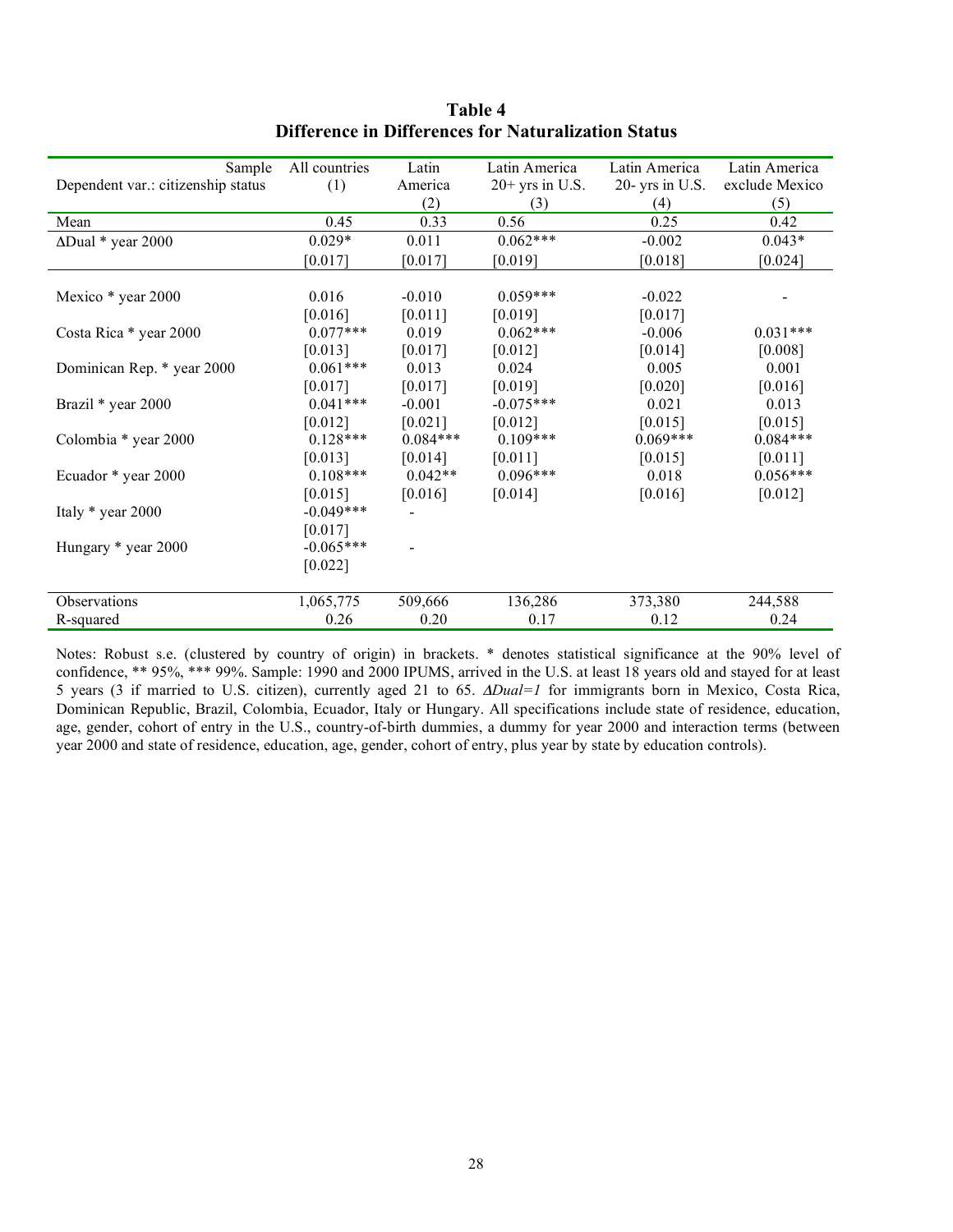# Table 4
## Difference in Differences for Naturalization Status

| Sample<br>Dependent var.: citizenship status | All countries<br>(1) | Latin America<br>(2) | Latin America 20+ yrs in U.S.<br>(3) | Latin America 20- yrs in U.S.<br>(4) | Latin America exclude Mexico<br>(5) |
|---|---|---|---|---|---|
| Mean | 0.45 | 0.33 | 0.56 | 0.25 | 0.42 |
| ΔDual * year 2000 | 0.029* | 0.011 | 0.062*** | -0.002 | 0.043* |
| | [0.017] | [0.017] | [0.019] | [0.018] | [0.024] |
| Mexico * year 2000 | 0.016 | -0.010 | 0.059*** | -0.022 | - |
| | [0.016] | [0.011] | [0.019] | [0.017] | |
| Costa Rica * year 2000 | 0.077*** | 0.019 | 0.062*** | -0.006 | 0.031*** |
| | [0.013] | [0.017] | [0.012] | [0.014] | [0.008] |
| Dominican Rep. * year 2000 | 0.061*** | 0.013 | 0.024 | 0.005 | 0.001 |
| | [0.017] | [0.017] | [0.019] | [0.020] | [0.016] |
| Brazil * year 2000 | 0.041*** | -0.001 | -0.075*** | 0.021 | 0.013 |
| | [0.012] | [0.021] | [0.012] | [0.015] | [0.015] |
| Colombia * year 2000 | 0.128*** | 0.084*** | 0.109*** | 0.069*** | 0.084*** |
| | [0.013] | [0.014] | [0.011] | [0.015] | [0.011] |
| Ecuador * year 2000 | 0.108*** | 0.042** | 0.096*** | 0.018 | 0.056*** |
| | [0.015] | [0.016] | [0.014] | [0.016] | [0.012] |
| Italy * year 2000 | -0.049*** | - | | | |
| | [0.017] | | | | |
| Hungary * year 2000 | -0.065*** | - | | | |
| | [0.022] | | | | |
| Observations | 1,065,775 | 509,666 | 136,286 | 373,380 | 244,588 |
| R-squared | 0.26 | 0.20 | 0.17 | 0.12 | 0.24 |

Notes: Robust s.e. (clustered by country of origin) in brackets. * denotes statistical significance at the 90% level of confidence, ** 95%, *** 99%. Sample: 1990 and 2000 IPUMS, arrived in the U.S. at least 18 years old and stayed for at least 5 years (3 if married to U.S. citizen), currently aged 21 to 65. *ΔDual=1* for immigrants born in Mexico, Costa Rica, Dominican Republic, Brazil, Colombia, Ecuador, Italy or Hungary. All specifications include state of residence, education, age, gender, cohort of entry in the U.S., country-of-birth dummies, a dummy for year 2000 and interaction terms (between year 2000 and state of residence, education, age, gender, cohort of entry, plus year by state by education controls).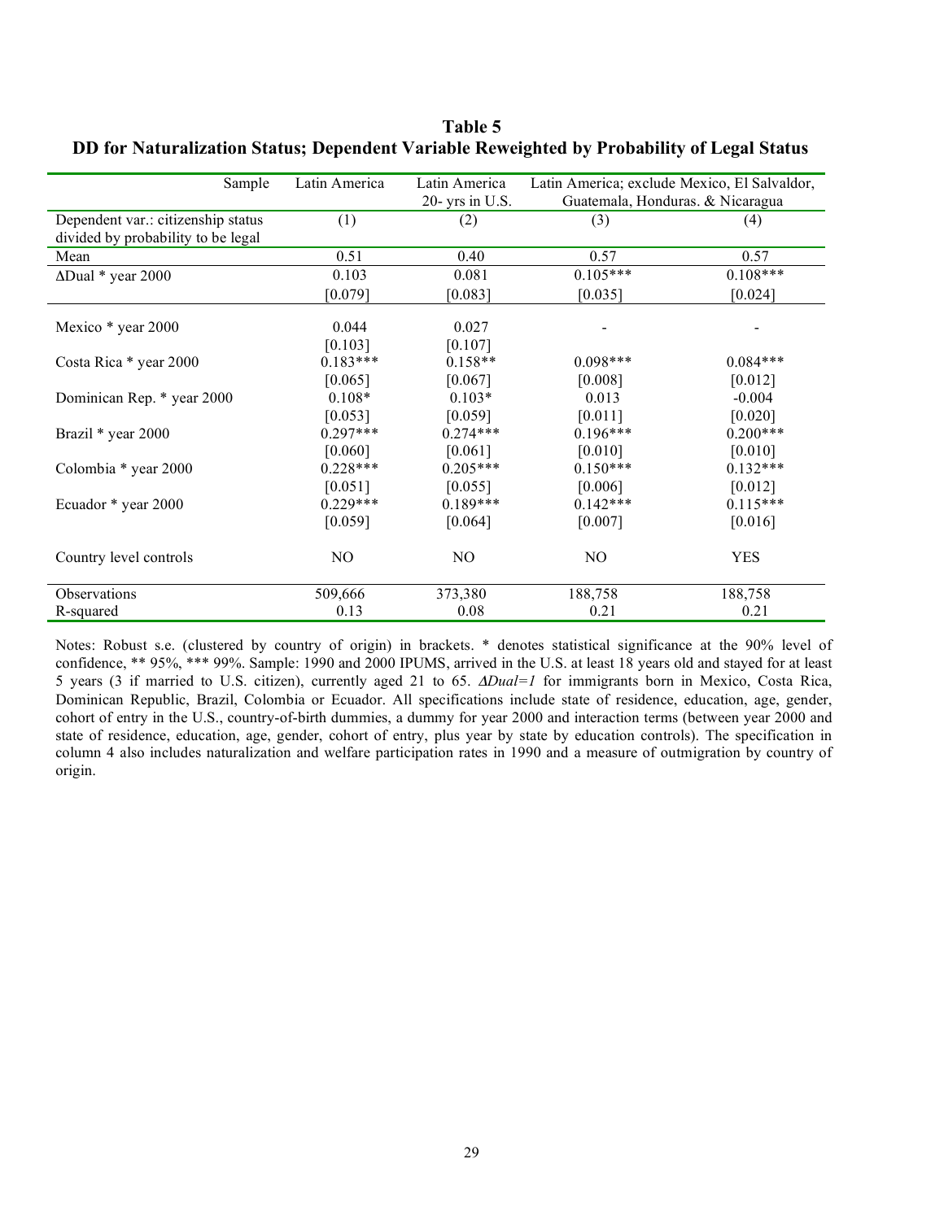**Table 5**
**DD for Naturalization Status; Dependent Variable Reweighted by Probability of Legal Status**

| Sample | Latin America | Latin America 20- yrs in U.S. | Latin America; exclude Mexico, El Salvador, Guatemala, Honduras. & Nicaragua | |
|---|---|---|---|---|
| Dependent var.: citizenship status divided by probability to be legal | (1) | (2) | (3) | (4) |
| Mean | 0.51 | 0.40 | 0.57 | 0.57 |
| ΔDual * year 2000 | 0.103 | 0.081 | 0.105*** | 0.108*** |
| | [0.079] | [0.083] | [0.035] | [0.024] |
| Mexico * year 2000 | 0.044 | 0.027 | - | - |
| | [0.103] | [0.107] | | |
| Costa Rica * year 2000 | 0.183*** | 0.158** | 0.098*** | 0.084*** |
| | [0.065] | [0.067] | [0.008] | [0.012] |
| Dominican Rep. * year 2000 | 0.108* | 0.103* | 0.013 | -0.004 |
| | [0.053] | [0.059] | [0.011] | [0.020] |
| Brazil * year 2000 | 0.297*** | 0.274*** | 0.196*** | 0.200*** |
| | [0.060] | [0.061] | [0.010] | [0.010] |
| Colombia * year 2000 | 0.228*** | 0.205*** | 0.150*** | 0.132*** |
| | [0.051] | [0.055] | [0.006] | [0.012] |
| Ecuador * year 2000 | 0.229*** | 0.189*** | 0.142*** | 0.115*** |
| | [0.059] | [0.064] | [0.007] | [0.016] |
| Country level controls | NO | NO | NO | YES |
| Observations | 509,666 | 373,380 | 188,758 | 188,758 |
| R-squared | 0.13 | 0.08 | 0.21 | 0.21 |

Notes: Robust s.e. (clustered by country of origin) in brackets. * denotes statistical significance at the 90% level of confidence, ** 95%, *** 99%. Sample: 1990 and 2000 IPUMS, arrived in the U.S. at least 18 years old and stayed for at least 5 years (3 if married to U.S. citizen), currently aged 21 to 65. *ΔDual=1* for immigrants born in Mexico, Costa Rica, Dominican Republic, Brazil, Colombia or Ecuador. All specifications include state of residence, education, age, gender, cohort of entry in the U.S., country-of-birth dummies, a dummy for year 2000 and interaction terms (between year 2000 and state of residence, education, age, gender, cohort of entry, plus year by state by education controls). The specification in column 4 also includes naturalization and welfare participation rates in 1990 and a measure of outmigration by country of origin.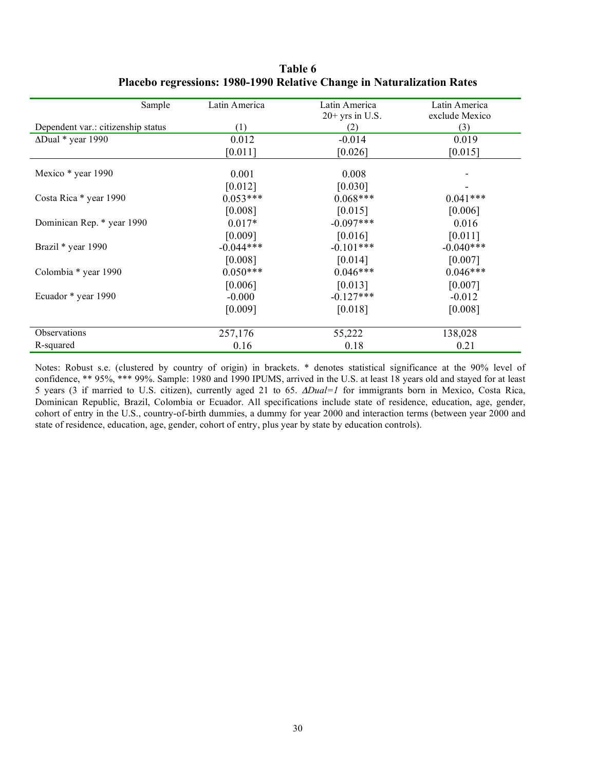**Table 6**
**Placebo regressions: 1980-1990 Relative Change in Naturalization Rates**

| Sample | Latin America | Latin America 20+ yrs in U.S. | Latin America exclude Mexico |
|---|---|---|---|
| Dependent var.: citizenship status | (1) | (2) | (3) |
| ΔDual * year 1990 | 0.012 | -0.014 | 0.019 |
| | [0.011] | [0.026] | [0.015] |
| Mexico * year 1990 | 0.001 | 0.008 | - |
| | [0.012] | [0.030] | - |
| Costa Rica * year 1990 | 0.053*** | 0.068*** | 0.041*** |
| | [0.008] | [0.015] | [0.006] |
| Dominican Rep. * year 1990 | 0.017* | -0.097*** | 0.016 |
| | [0.009] | [0.016] | [0.011] |
| Brazil * year 1990 | -0.044*** | -0.101*** | -0.040*** |
| | [0.008] | [0.014] | [0.007] |
| Colombia * year 1990 | 0.050*** | 0.046*** | 0.046*** |
| | [0.006] | [0.013] | [0.007] |
| Ecuador * year 1990 | -0.000 | -0.127*** | -0.012 |
| | [0.009] | [0.018] | [0.008] |
| Observations | 257,176 | 55,222 | 138,028 |
| R-squared | 0.16 | 0.18 | 0.21 |

Notes: Robust s.e. (clustered by country of origin) in brackets. * denotes statistical significance at the 90% level of confidence, ** 95%, *** 99%. Sample: 1980 and 1990 IPUMS, arrived in the U.S. at least 18 years old and stayed for at least 5 years (3 if married to U.S. citizen), currently aged 21 to 65. *ΔDual=1* for immigrants born in Mexico, Costa Rica, Dominican Republic, Brazil, Colombia or Ecuador. All specifications include state of residence, education, age, gender, cohort of entry in the U.S., country-of-birth dummies, a dummy for year 2000 and interaction terms (between year 2000 and state of residence, education, age, gender, cohort of entry, plus year by state by education controls).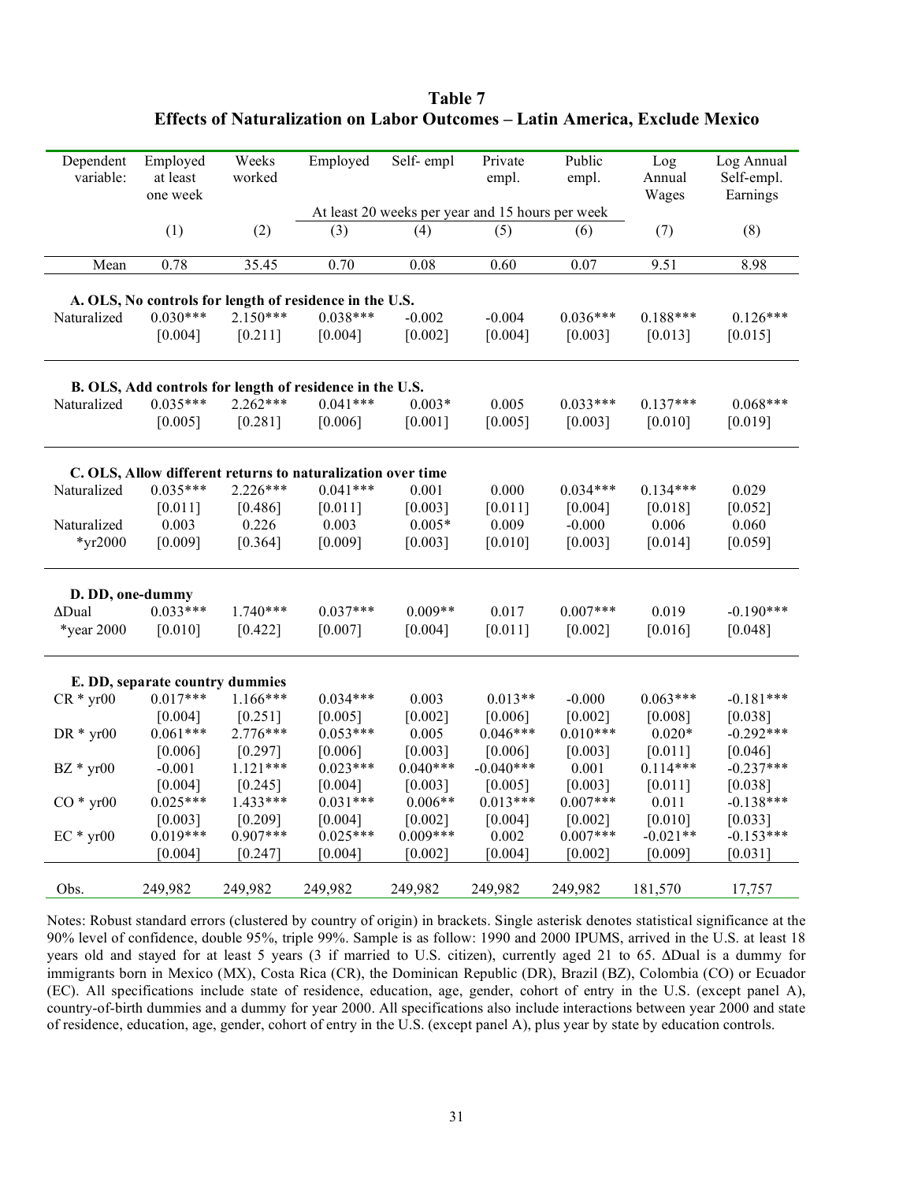**Table 7**
**Effects of Naturalization on Labor Outcomes – Latin America, Exclude Mexico**

| Dependent variable: | Employed at least one week | Weeks worked | Employed | Self- empl | Private empl. | Public empl. | Log Annual Wages | Log Annual Self-empl. Earnings |
|---|---|---|---|---|---|---|---|---|
| | | | At least 20 weeks per year and 15 hours per week | | | | | |
| | (1) | (2) | (3) | (4) | (5) | (6) | (7) | (8) |
| Mean | 0.78 | 35.45 | 0.70 | 0.08 | 0.60 | 0.07 | 9.51 | 8.98 |
| **A. OLS, No controls for length of residence in the U.S.** | | | | | | | | |
| Naturalized | 0.030*** | 2.150*** | 0.038*** | -0.002 | -0.004 | 0.036*** | 0.188*** | 0.126*** |
| | [0.004] | [0.211] | [0.004] | [0.002] | [0.004] | [0.003] | [0.013] | [0.015] |
| **B. OLS, Add controls for length of residence in the U.S.** | | | | | | | | |
| Naturalized | 0.035*** | 2.262*** | 0.041*** | 0.003* | 0.005 | 0.033*** | 0.137*** | 0.068*** |
| | [0.005] | [0.281] | [0.006] | [0.001] | [0.005] | [0.003] | [0.010] | [0.019] |
| **C. OLS, Allow different returns to naturalization over time** | | | | | | | | |
| Naturalized | 0.035*** | 2.226*** | 0.041*** | 0.001 | 0.000 | 0.034*** | 0.134*** | 0.029 |
| | [0.011] | [0.486] | [0.011] | [0.003] | [0.011] | [0.004] | [0.018] | [0.052] |
| Naturalized *yr2000 | 0.003 | 0.226 | 0.003 | 0.005* | 0.009 | -0.000 | 0.006 | 0.060 |
| | [0.009] | [0.364] | [0.009] | [0.003] | [0.010] | [0.003] | [0.014] | [0.059] |
| **D. DD, one-dummy** | | | | | | | | |
| ΔDual *year 2000 | 0.033*** | 1.740*** | 0.037*** | 0.009** | 0.017 | 0.007*** | 0.019 | -0.190*** |
| | [0.010] | [0.422] | [0.007] | [0.004] | [0.011] | [0.002] | [0.016] | [0.048] |
| **E. DD, separate country dummies** | | | | | | | | |
| CR * yr00 | 0.017*** | 1.166*** | 0.034*** | 0.003 | 0.013** | -0.000 | 0.063*** | -0.181*** |
| | [0.004] | [0.251] | [0.005] | [0.002] | [0.006] | [0.002] | [0.008] | [0.038] |
| DR * yr00 | 0.061*** | 2.776*** | 0.053*** | 0.005 | 0.046*** | 0.010*** | 0.020* | -0.292*** |
| | [0.006] | [0.297] | [0.006] | [0.003] | [0.006] | [0.003] | [0.011] | [0.046] |
| BZ * yr00 | -0.001 | 1.121*** | 0.023*** | 0.040*** | -0.040*** | 0.001 | 0.114*** | -0.237*** |
| | [0.004] | [0.245] | [0.004] | [0.003] | [0.005] | [0.003] | [0.011] | [0.038] |
| CO * yr00 | 0.025*** | 1.433*** | 0.031*** | 0.006** | 0.013*** | 0.007*** | 0.011 | -0.138*** |
| | [0.003] | [0.209] | [0.004] | [0.002] | [0.004] | [0.002] | [0.010] | [0.033] |
| EC * yr00 | 0.019*** | 0.907*** | 0.025*** | 0.009*** | 0.002 | 0.007*** | -0.021** | -0.153*** |
| | [0.004] | [0.247] | [0.004] | [0.002] | [0.004] | [0.002] | [0.009] | [0.031] |
| Obs. | 249,982 | 249,982 | 249,982 | 249,982 | 249,982 | 249,982 | 181,570 | 17,757 |

Notes: Robust standard errors (clustered by country of origin) in brackets. Single asterisk denotes statistical significance at the 90% level of confidence, double 95%, triple 99%. Sample is as follow: 1990 and 2000 IPUMS, arrived in the U.S. at least 18 years old and stayed for at least 5 years (3 if married to U.S. citizen), currently aged 21 to 65. ΔDual is a dummy for immigrants born in Mexico (MX), Costa Rica (CR), the Dominican Republic (DR), Brazil (BZ), Colombia (CO) or Ecuador (EC). All specifications include state of residence, education, age, gender, cohort of entry in the U.S. (except panel A), country-of-birth dummies and a dummy for year 2000. All specifications also include interactions between year 2000 and state of residence, education, age, gender, cohort of entry in the U.S. (except panel A), plus year by state by education controls.